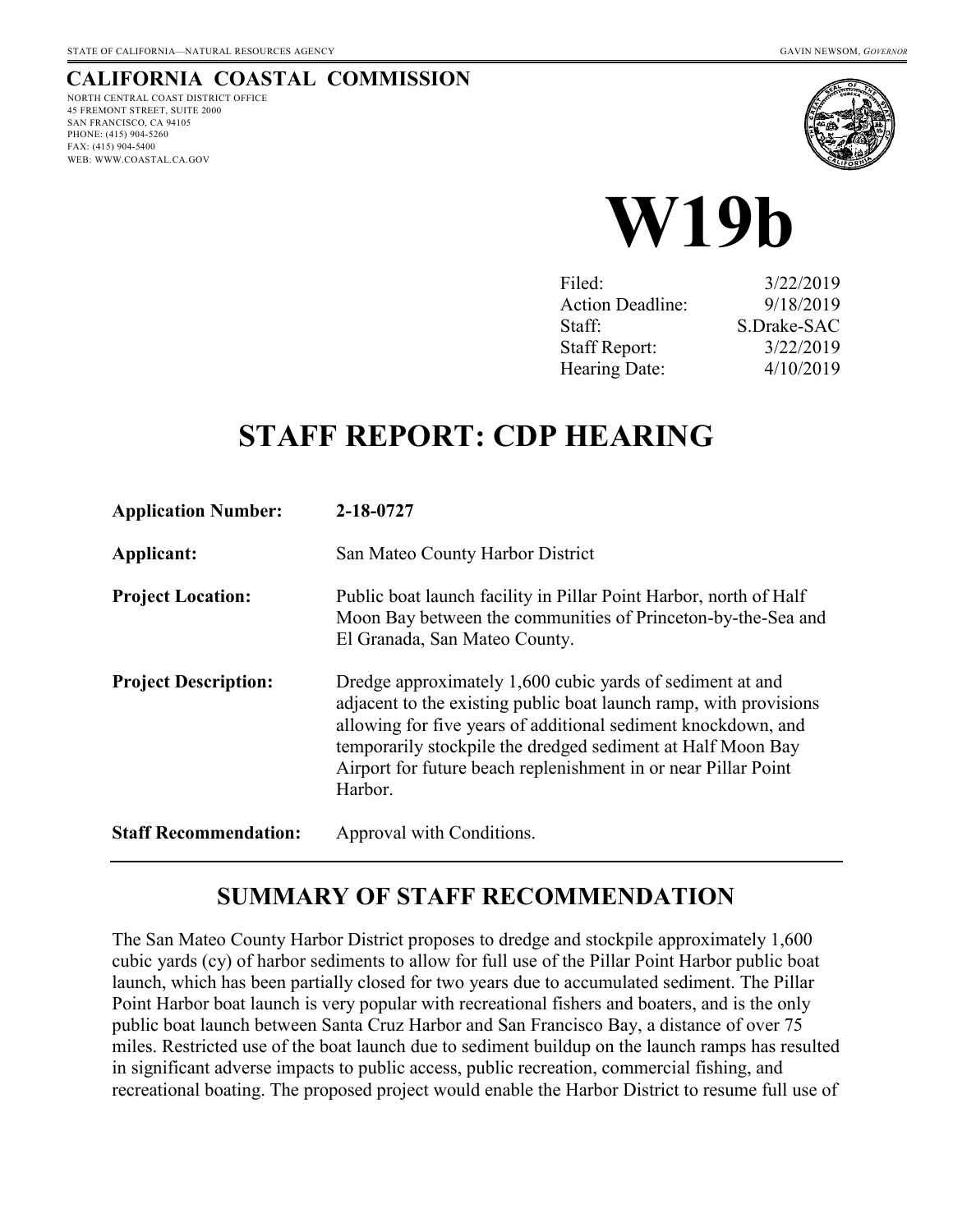STATE OF CALIFORNIA—NATURAL RESOURCES AGENCY GAVIN NEWSOM, *GOVERNOR*

**CALIFORNIA COASTAL COMMISSION**

NORTH CENTRAL COAST DISTRICT OFFICE
45 FREMONT STREET, SUITE 2000
SAN FRANCISCO, CA 94105
PHONE: (415) 904-5260
FAX: (415) 904-5400
WEB: WWW.COASTAL.CA.GOV

# W19b

| | |
|---|---|
| Filed: | 3/22/2019 |
| Action Deadline: | 9/18/2019 |
| Staff: | S.Drake-SAC |
| Staff Report: | 3/22/2019 |
| Hearing Date: | 4/10/2019 |

# STAFF REPORT: CDP HEARING

| | |
|---|---|
| **Application Number:** | **2-18-0727** |
| **Applicant:** | San Mateo County Harbor District |
| **Project Location:** | Public boat launch facility in Pillar Point Harbor, north of Half Moon Bay between the communities of Princeton-by-the-Sea and El Granada, San Mateo County. |
| **Project Description:** | Dredge approximately 1,600 cubic yards of sediment at and adjacent to the existing public boat launch ramp, with provisions allowing for five years of additional sediment knockdown, and temporarily stockpile the dredged sediment at Half Moon Bay Airport for future beach replenishment in or near Pillar Point Harbor. |
| **Staff Recommendation:** | Approval with Conditions. |

## SUMMARY OF STAFF RECOMMENDATION

The San Mateo County Harbor District proposes to dredge and stockpile approximately 1,600 cubic yards (cy) of harbor sediments to allow for full use of the Pillar Point Harbor public boat launch, which has been partially closed for two years due to accumulated sediment. The Pillar Point Harbor boat launch is very popular with recreational fishers and boaters, and is the only public boat launch between Santa Cruz Harbor and San Francisco Bay, a distance of over 75 miles. Restricted use of the boat launch due to sediment buildup on the launch ramps has resulted in significant adverse impacts to public access, public recreation, commercial fishing, and recreational boating. The proposed project would enable the Harbor District to resume full use of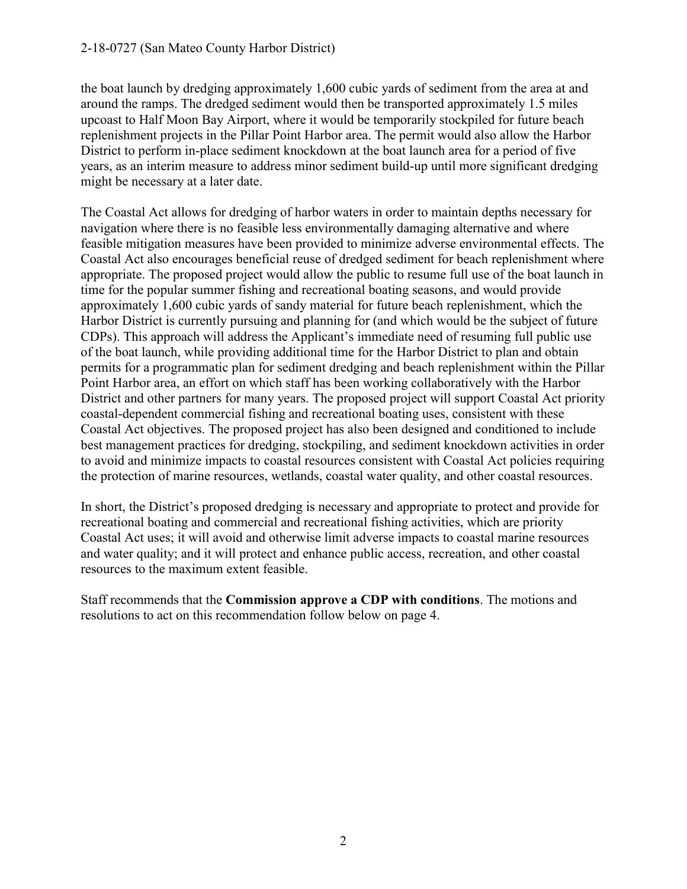the boat launch by dredging approximately 1,600 cubic yards of sediment from the area at and around the ramps. The dredged sediment would then be transported approximately 1.5 miles upcoast to Half Moon Bay Airport, where it would be temporarily stockpiled for future beach replenishment projects in the Pillar Point Harbor area. The permit would also allow the Harbor District to perform in-place sediment knockdown at the boat launch area for a period of five years, as an interim measure to address minor sediment build-up until more significant dredging might be necessary at a later date.

The Coastal Act allows for dredging of harbor waters in order to maintain depths necessary for navigation where there is no feasible less environmentally damaging alternative and where feasible mitigation measures have been provided to minimize adverse environmental effects. The Coastal Act also encourages beneficial reuse of dredged sediment for beach replenishment where appropriate. The proposed project would allow the public to resume full use of the boat launch in time for the popular summer fishing and recreational boating seasons, and would provide approximately 1,600 cubic yards of sandy material for future beach replenishment, which the Harbor District is currently pursuing and planning for (and which would be the subject of future CDPs). This approach will address the Applicant's immediate need of resuming full public use of the boat launch, while providing additional time for the Harbor District to plan and obtain permits for a programmatic plan for sediment dredging and beach replenishment within the Pillar Point Harbor area, an effort on which staff has been working collaboratively with the Harbor District and other partners for many years. The proposed project will support Coastal Act priority coastal-dependent commercial fishing and recreational boating uses, consistent with these Coastal Act objectives. The proposed project has also been designed and conditioned to include best management practices for dredging, stockpiling, and sediment knockdown activities in order to avoid and minimize impacts to coastal resources consistent with Coastal Act policies requiring the protection of marine resources, wetlands, coastal water quality, and other coastal resources.

In short, the District's proposed dredging is necessary and appropriate to protect and provide for recreational boating and commercial and recreational fishing activities, which are priority Coastal Act uses; it will avoid and otherwise limit adverse impacts to coastal marine resources and water quality; and it will protect and enhance public access, recreation, and other coastal resources to the maximum extent feasible.

Staff recommends that the **Commission approve a CDP with conditions**. The motions and resolutions to act on this recommendation follow below on page 4.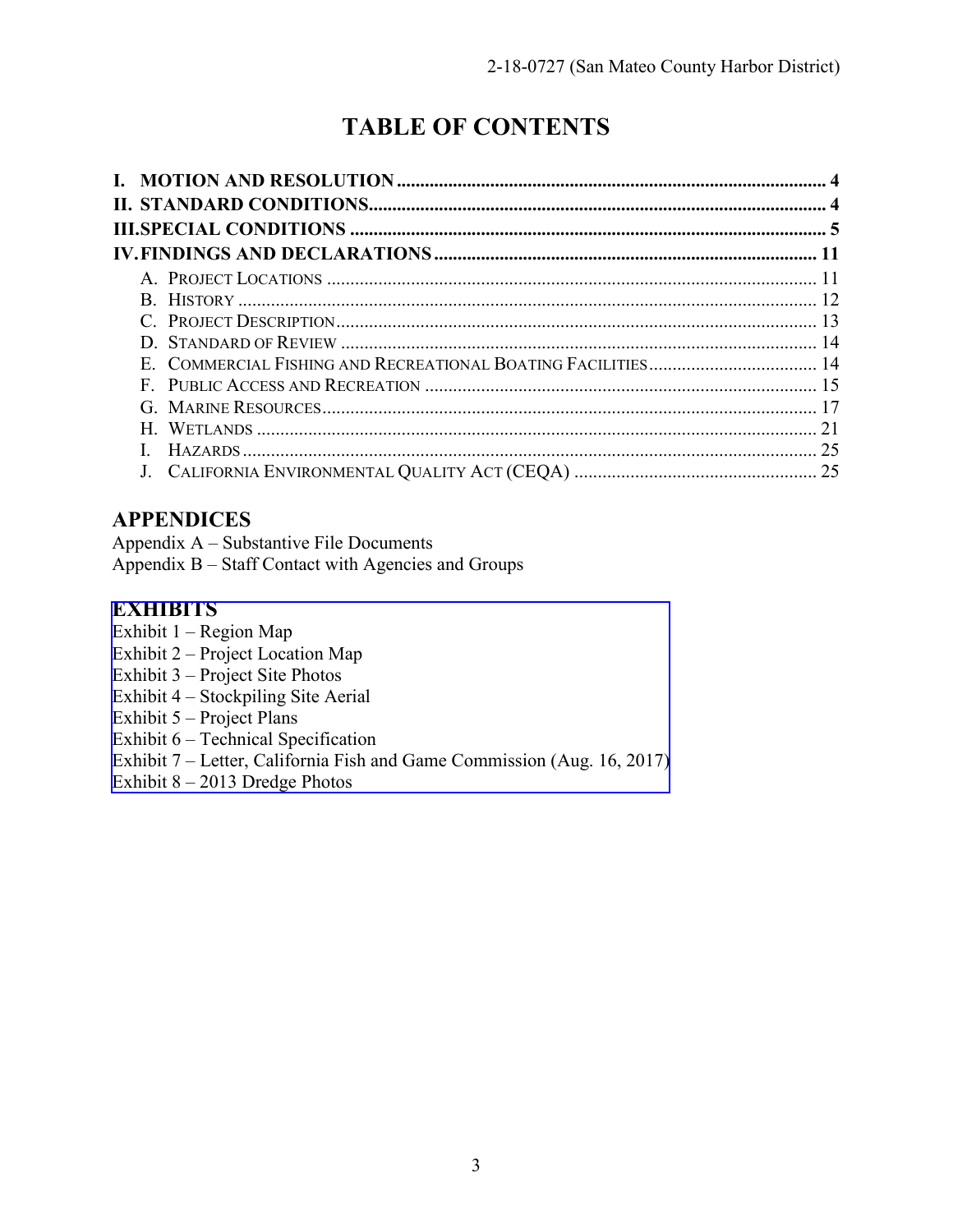# TABLE OF CONTENTS

**I. MOTION AND RESOLUTION** ........................................................................................ **4**
**II. STANDARD CONDITIONS** ........................................................................................ **4**
**III. SPECIAL CONDITIONS** ........................................................................................ **5**
**IV. FINDINGS AND DECLARATIONS** ........................................................................................ **11**

- A. Project Locations ........................................................................................ 11
- B. History ........................................................................................ 12
- C. Project Description ........................................................................................ 13
- D. Standard of Review ........................................................................................ 14
- E. Commercial Fishing and Recreational Boating Facilities ........................................ 14
- F. Public Access and Recreation ........................................................................................ 15
- G. Marine Resources ........................................................................................ 17
- H. Wetlands ........................................................................................ 21
- I. Hazards ........................................................................................ 25
- J. California Environmental Quality Act (CEQA) ........................................................ 25

## APPENDICES

Appendix A – Substantive File Documents
Appendix B – Staff Contact with Agencies and Groups

## EXHIBITS

Exhibit 1 – Region Map
Exhibit 2 – Project Location Map
Exhibit 3 – Project Site Photos
Exhibit 4 – Stockpiling Site Aerial
Exhibit 5 – Project Plans
Exhibit 6 – Technical Specification
Exhibit 7 – Letter, California Fish and Game Commission (Aug. 16, 2017)
Exhibit 8 – 2013 Dredge Photos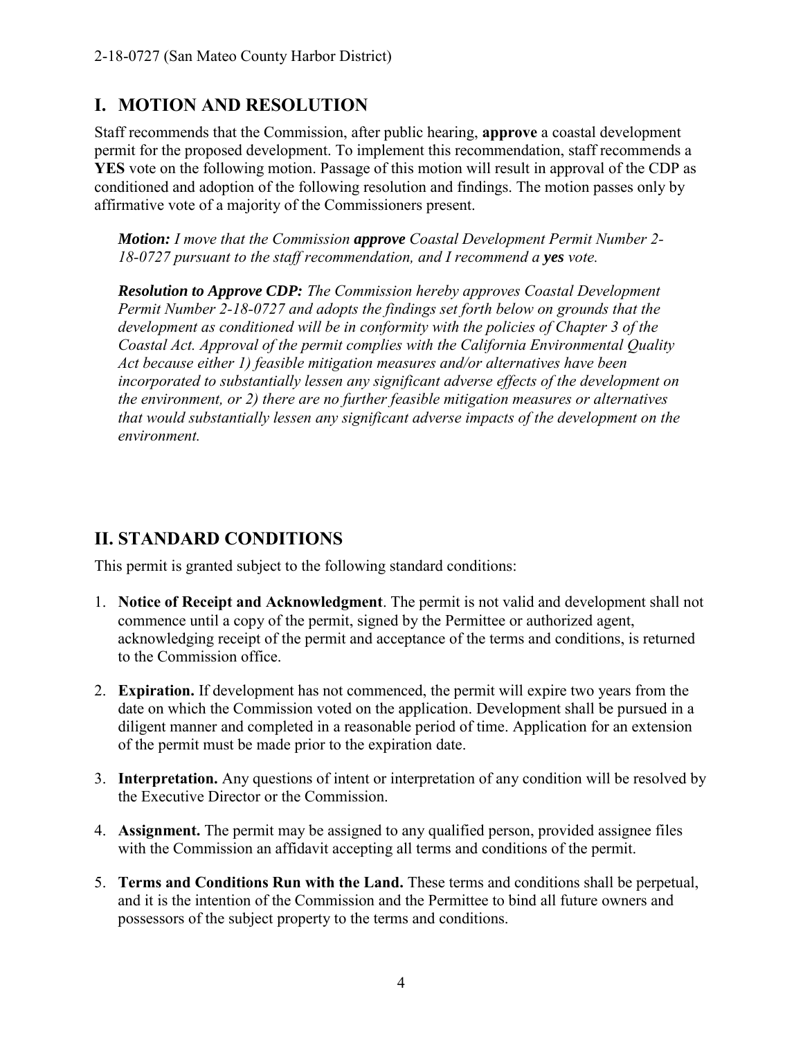## I. MOTION AND RESOLUTION

Staff recommends that the Commission, after public hearing, **approve** a coastal development permit for the proposed development. To implement this recommendation, staff recommends a **YES** vote on the following motion. Passage of this motion will result in approval of the CDP as conditioned and adoption of the following resolution and findings. The motion passes only by affirmative vote of a majority of the Commissioners present.

> ***Motion:*** *I move that the Commission* ***approve*** *Coastal Development Permit Number 2-18-0727 pursuant to the staff recommendation, and I recommend a* ***yes*** *vote.*
>
> ***Resolution to Approve CDP:*** *The Commission hereby approves Coastal Development Permit Number 2-18-0727 and adopts the findings set forth below on grounds that the development as conditioned will be in conformity with the policies of Chapter 3 of the Coastal Act. Approval of the permit complies with the California Environmental Quality Act because either 1) feasible mitigation measures and/or alternatives have been incorporated to substantially lessen any significant adverse effects of the development on the environment, or 2) there are no further feasible mitigation measures or alternatives that would substantially lessen any significant adverse impacts of the development on the environment.*

## II. STANDARD CONDITIONS

This permit is granted subject to the following standard conditions:

1. **Notice of Receipt and Acknowledgment**. The permit is not valid and development shall not commence until a copy of the permit, signed by the Permittee or authorized agent, acknowledging receipt of the permit and acceptance of the terms and conditions, is returned to the Commission office.
2. **Expiration.** If development has not commenced, the permit will expire two years from the date on which the Commission voted on the application. Development shall be pursued in a diligent manner and completed in a reasonable period of time. Application for an extension of the permit must be made prior to the expiration date.
3. **Interpretation.** Any questions of intent or interpretation of any condition will be resolved by the Executive Director or the Commission.
4. **Assignment.** The permit may be assigned to any qualified person, provided assignee files with the Commission an affidavit accepting all terms and conditions of the permit.
5. **Terms and Conditions Run with the Land.** These terms and conditions shall be perpetual, and it is the intention of the Commission and the Permittee to bind all future owners and possessors of the subject property to the terms and conditions.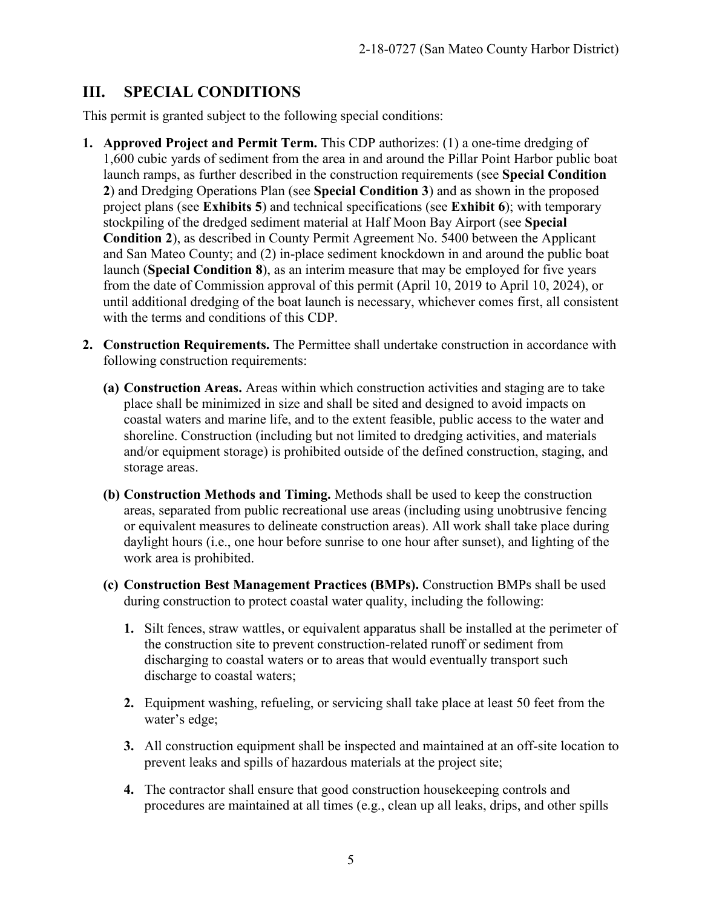## III. SPECIAL CONDITIONS

This permit is granted subject to the following special conditions:

1. **Approved Project and Permit Term.** This CDP authorizes: (1) a one-time dredging of 1,600 cubic yards of sediment from the area in and around the Pillar Point Harbor public boat launch ramps, as further described in the construction requirements (see **Special Condition 2**) and Dredging Operations Plan (see **Special Condition 3**) and as shown in the proposed project plans (see **Exhibits 5**) and technical specifications (see **Exhibit 6**); with temporary stockpiling of the dredged sediment material at Half Moon Bay Airport (see **Special Condition 2**), as described in County Permit Agreement No. 5400 between the Applicant and San Mateo County; and (2) in-place sediment knockdown in and around the public boat launch (**Special Condition 8**), as an interim measure that may be employed for five years from the date of Commission approval of this permit (April 10, 2019 to April 10, 2024), or until additional dredging of the boat launch is necessary, whichever comes first, all consistent with the terms and conditions of this CDP.

2. **Construction Requirements.** The Permittee shall undertake construction in accordance with following construction requirements:

   **(a) Construction Areas.** Areas within which construction activities and staging are to take place shall be minimized in size and shall be sited and designed to avoid impacts on coastal waters and marine life, and to the extent feasible, public access to the water and shoreline. Construction (including but not limited to dredging activities, and materials and/or equipment storage) is prohibited outside of the defined construction, staging, and storage areas.

   **(b) Construction Methods and Timing.** Methods shall be used to keep the construction areas, separated from public recreational use areas (including using unobtrusive fencing or equivalent measures to delineate construction areas). All work shall take place during daylight hours (i.e., one hour before sunrise to one hour after sunset), and lighting of the work area is prohibited.

   **(c) Construction Best Management Practices (BMPs).** Construction BMPs shall be used during construction to protect coastal water quality, including the following:

      1. Silt fences, straw wattles, or equivalent apparatus shall be installed at the perimeter of the construction site to prevent construction-related runoff or sediment from discharging to coastal waters or to areas that would eventually transport such discharge to coastal waters;

      2. Equipment washing, refueling, or servicing shall take place at least 50 feet from the water's edge;

      3. All construction equipment shall be inspected and maintained at an off-site location to prevent leaks and spills of hazardous materials at the project site;

      4. The contractor shall ensure that good construction housekeeping controls and procedures are maintained at all times (e.g., clean up all leaks, drips, and other spills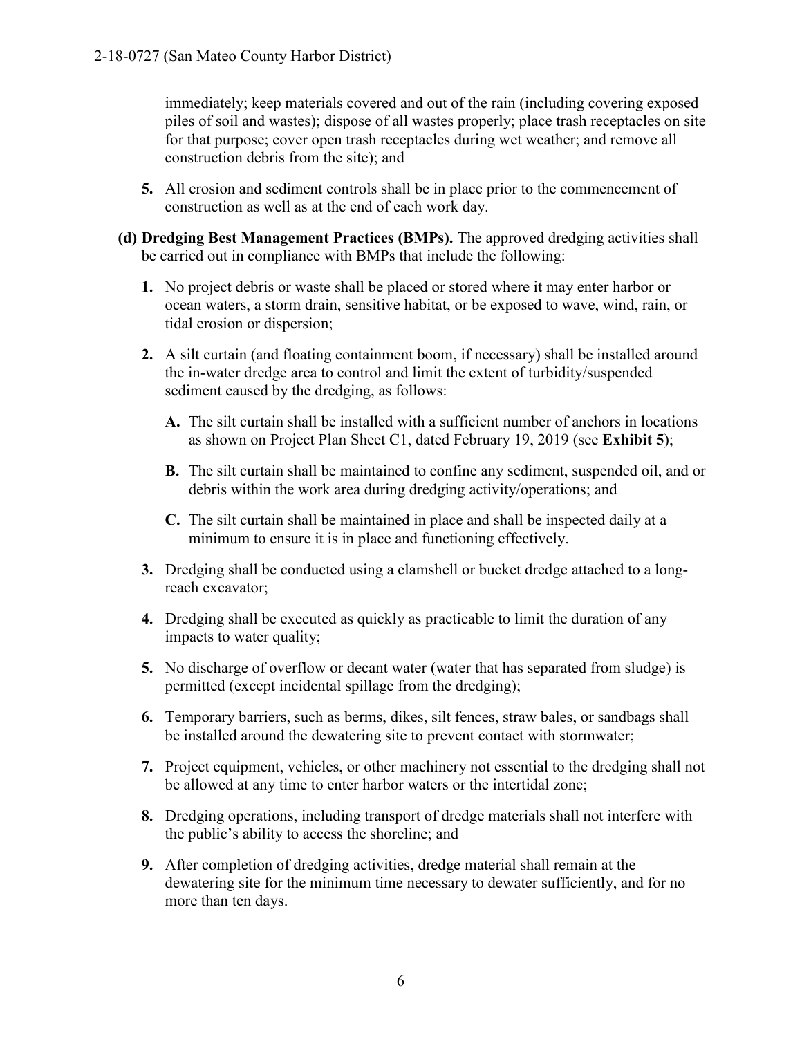immediately; keep materials covered and out of the rain (including covering exposed piles of soil and wastes); dispose of all wastes properly; place trash receptacles on site for that purpose; cover open trash receptacles during wet weather; and remove all construction debris from the site); and

5. All erosion and sediment controls shall be in place prior to the commencement of construction as well as at the end of each work day.

**(d) Dredging Best Management Practices (BMPs).** The approved dredging activities shall be carried out in compliance with BMPs that include the following:

1. No project debris or waste shall be placed or stored where it may enter harbor or ocean waters, a storm drain, sensitive habitat, or be exposed to wave, wind, rain, or tidal erosion or dispersion;

2. A silt curtain (and floating containment boom, if necessary) shall be installed around the in-water dredge area to control and limit the extent of turbidity/suspended sediment caused by the dredging, as follows:

   **A.** The silt curtain shall be installed with a sufficient number of anchors in locations as shown on Project Plan Sheet C1, dated February 19, 2019 (see **Exhibit 5**);

   **B.** The silt curtain shall be maintained to confine any sediment, suspended oil, and or debris within the work area during dredging activity/operations; and

   **C.** The silt curtain shall be maintained in place and shall be inspected daily at a minimum to ensure it is in place and functioning effectively.

3. Dredging shall be conducted using a clamshell or bucket dredge attached to a long-reach excavator;

4. Dredging shall be executed as quickly as practicable to limit the duration of any impacts to water quality;

5. No discharge of overflow or decant water (water that has separated from sludge) is permitted (except incidental spillage from the dredging);

6. Temporary barriers, such as berms, dikes, silt fences, straw bales, or sandbags shall be installed around the dewatering site to prevent contact with stormwater;

7. Project equipment, vehicles, or other machinery not essential to the dredging shall not be allowed at any time to enter harbor waters or the intertidal zone;

8. Dredging operations, including transport of dredge materials shall not interfere with the public's ability to access the shoreline; and

9. After completion of dredging activities, dredge material shall remain at the dewatering site for the minimum time necessary to dewater sufficiently, and for no more than ten days.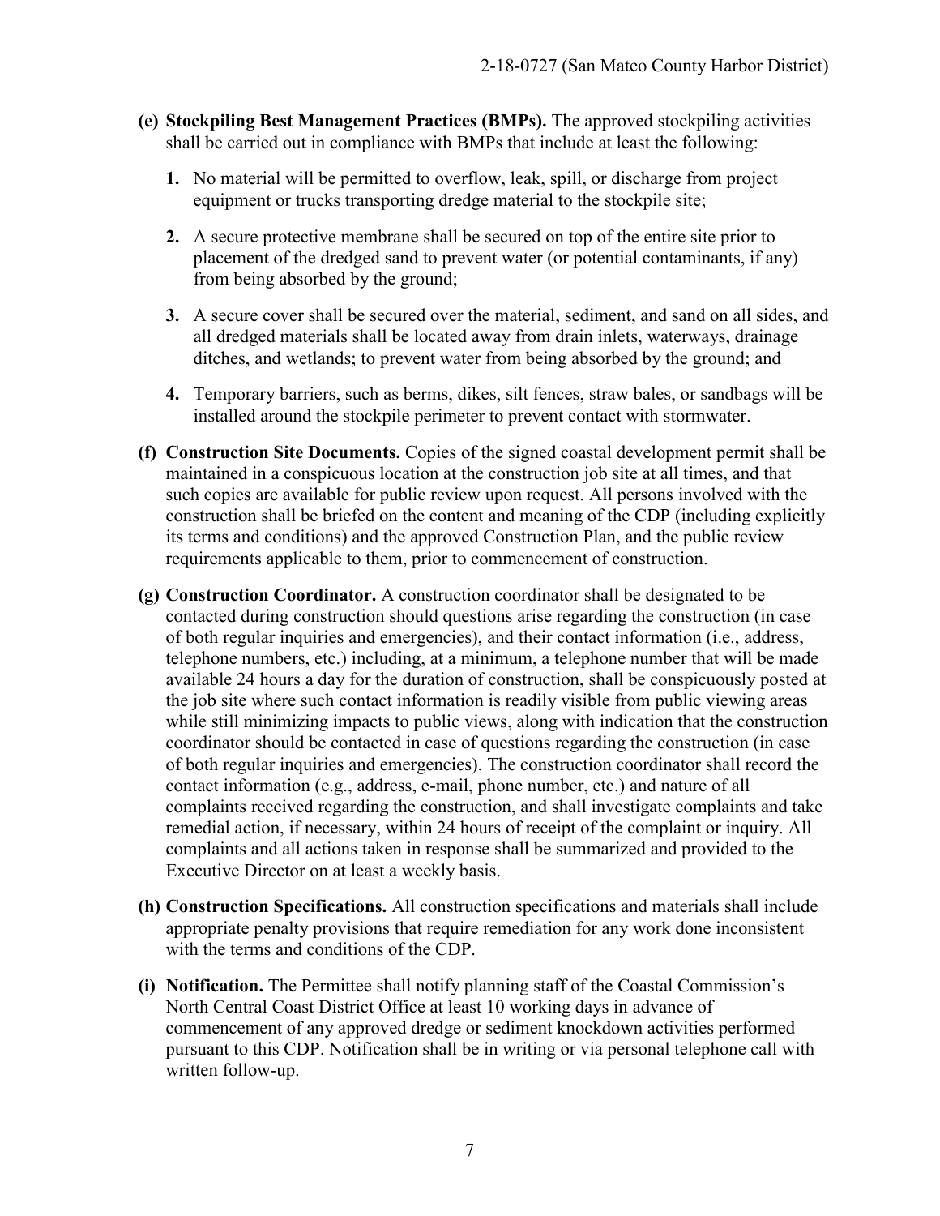**(e) Stockpiling Best Management Practices (BMPs).** The approved stockpiling activities shall be carried out in compliance with BMPs that include at least the following:

**1.** No material will be permitted to overflow, leak, spill, or discharge from project equipment or trucks transporting dredge material to the stockpile site;

**2.** A secure protective membrane shall be secured on top of the entire site prior to placement of the dredged sand to prevent water (or potential contaminants, if any) from being absorbed by the ground;

**3.** A secure cover shall be secured over the material, sediment, and sand on all sides, and all dredged materials shall be located away from drain inlets, waterways, drainage ditches, and wetlands; to prevent water from being absorbed by the ground; and

**4.** Temporary barriers, such as berms, dikes, silt fences, straw bales, or sandbags will be installed around the stockpile perimeter to prevent contact with stormwater.

**(f) Construction Site Documents.** Copies of the signed coastal development permit shall be maintained in a conspicuous location at the construction job site at all times, and that such copies are available for public review upon request. All persons involved with the construction shall be briefed on the content and meaning of the CDP (including explicitly its terms and conditions) and the approved Construction Plan, and the public review requirements applicable to them, prior to commencement of construction.

**(g) Construction Coordinator.** A construction coordinator shall be designated to be contacted during construction should questions arise regarding the construction (in case of both regular inquiries and emergencies), and their contact information (i.e., address, telephone numbers, etc.) including, at a minimum, a telephone number that will be made available 24 hours a day for the duration of construction, shall be conspicuously posted at the job site where such contact information is readily visible from public viewing areas while still minimizing impacts to public views, along with indication that the construction coordinator should be contacted in case of questions regarding the construction (in case of both regular inquiries and emergencies). The construction coordinator shall record the contact information (e.g., address, e-mail, phone number, etc.) and nature of all complaints received regarding the construction, and shall investigate complaints and take remedial action, if necessary, within 24 hours of receipt of the complaint or inquiry. All complaints and all actions taken in response shall be summarized and provided to the Executive Director on at least a weekly basis.

**(h) Construction Specifications.** All construction specifications and materials shall include appropriate penalty provisions that require remediation for any work done inconsistent with the terms and conditions of the CDP.

**(i) Notification.** The Permittee shall notify planning staff of the Coastal Commission's North Central Coast District Office at least 10 working days in advance of commencement of any approved dredge or sediment knockdown activities performed pursuant to this CDP. Notification shall be in writing or via personal telephone call with written follow-up.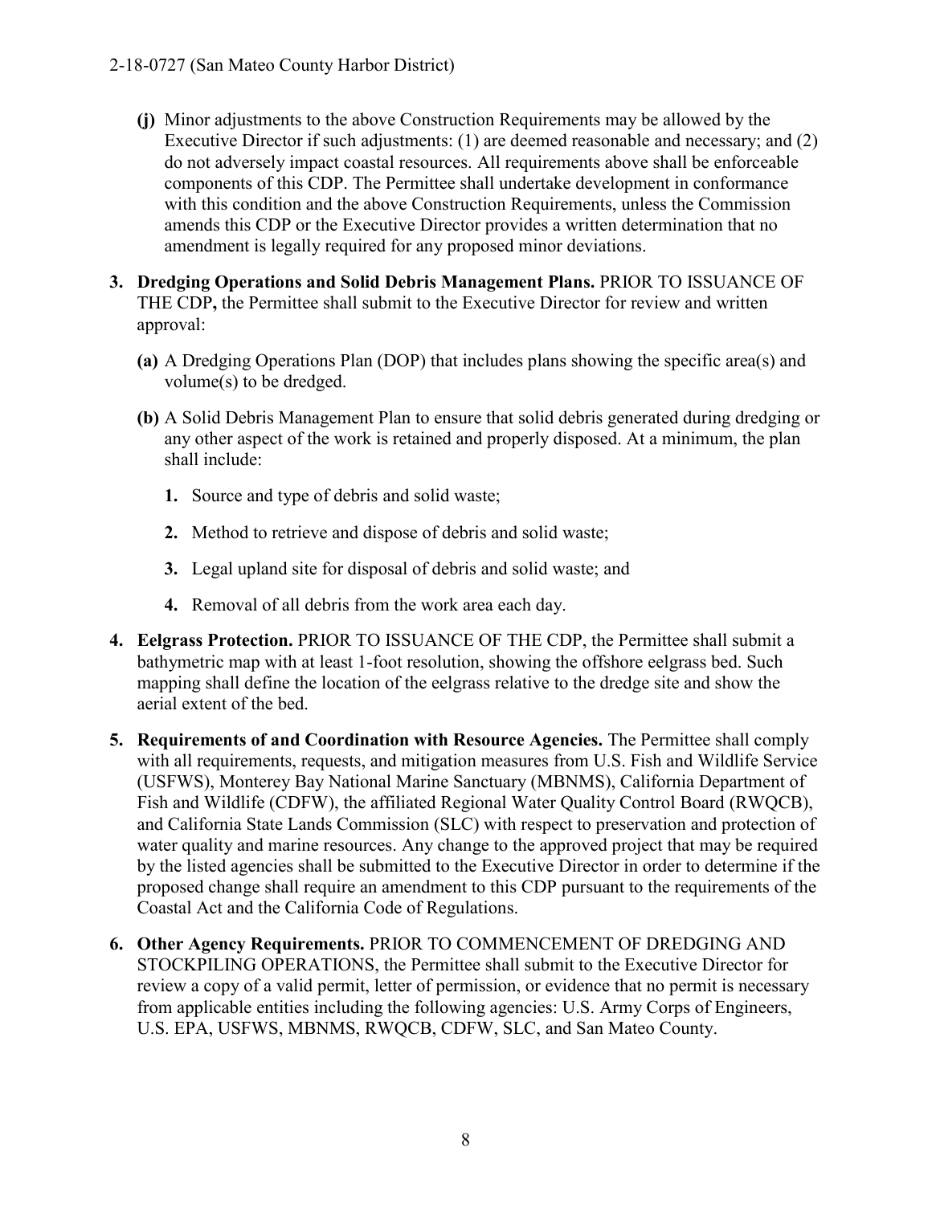**(j)** Minor adjustments to the above Construction Requirements may be allowed by the Executive Director if such adjustments: (1) are deemed reasonable and necessary; and (2) do not adversely impact coastal resources. All requirements above shall be enforceable components of this CDP. The Permittee shall undertake development in conformance with this condition and the above Construction Requirements, unless the Commission amends this CDP or the Executive Director provides a written determination that no amendment is legally required for any proposed minor deviations.

**3. Dredging Operations and Solid Debris Management Plans.** PRIOR TO ISSUANCE OF THE CDP**,** the Permittee shall submit to the Executive Director for review and written approval:

**(a)** A Dredging Operations Plan (DOP) that includes plans showing the specific area(s) and volume(s) to be dredged.

**(b)** A Solid Debris Management Plan to ensure that solid debris generated during dredging or any other aspect of the work is retained and properly disposed. At a minimum, the plan shall include:

1. Source and type of debris and solid waste;
2. Method to retrieve and dispose of debris and solid waste;
3. Legal upland site for disposal of debris and solid waste; and
4. Removal of all debris from the work area each day.

**4. Eelgrass Protection.** PRIOR TO ISSUANCE OF THE CDP, the Permittee shall submit a bathymetric map with at least 1-foot resolution, showing the offshore eelgrass bed. Such mapping shall define the location of the eelgrass relative to the dredge site and show the aerial extent of the bed.

**5. Requirements of and Coordination with Resource Agencies.** The Permittee shall comply with all requirements, requests, and mitigation measures from U.S. Fish and Wildlife Service (USFWS), Monterey Bay National Marine Sanctuary (MBNMS), California Department of Fish and Wildlife (CDFW), the affiliated Regional Water Quality Control Board (RWQCB), and California State Lands Commission (SLC) with respect to preservation and protection of water quality and marine resources. Any change to the approved project that may be required by the listed agencies shall be submitted to the Executive Director in order to determine if the proposed change shall require an amendment to this CDP pursuant to the requirements of the Coastal Act and the California Code of Regulations.

**6. Other Agency Requirements.** PRIOR TO COMMENCEMENT OF DREDGING AND STOCKPILING OPERATIONS, the Permittee shall submit to the Executive Director for review a copy of a valid permit, letter of permission, or evidence that no permit is necessary from applicable entities including the following agencies: U.S. Army Corps of Engineers, U.S. EPA, USFWS, MBNMS, RWQCB, CDFW, SLC, and San Mateo County.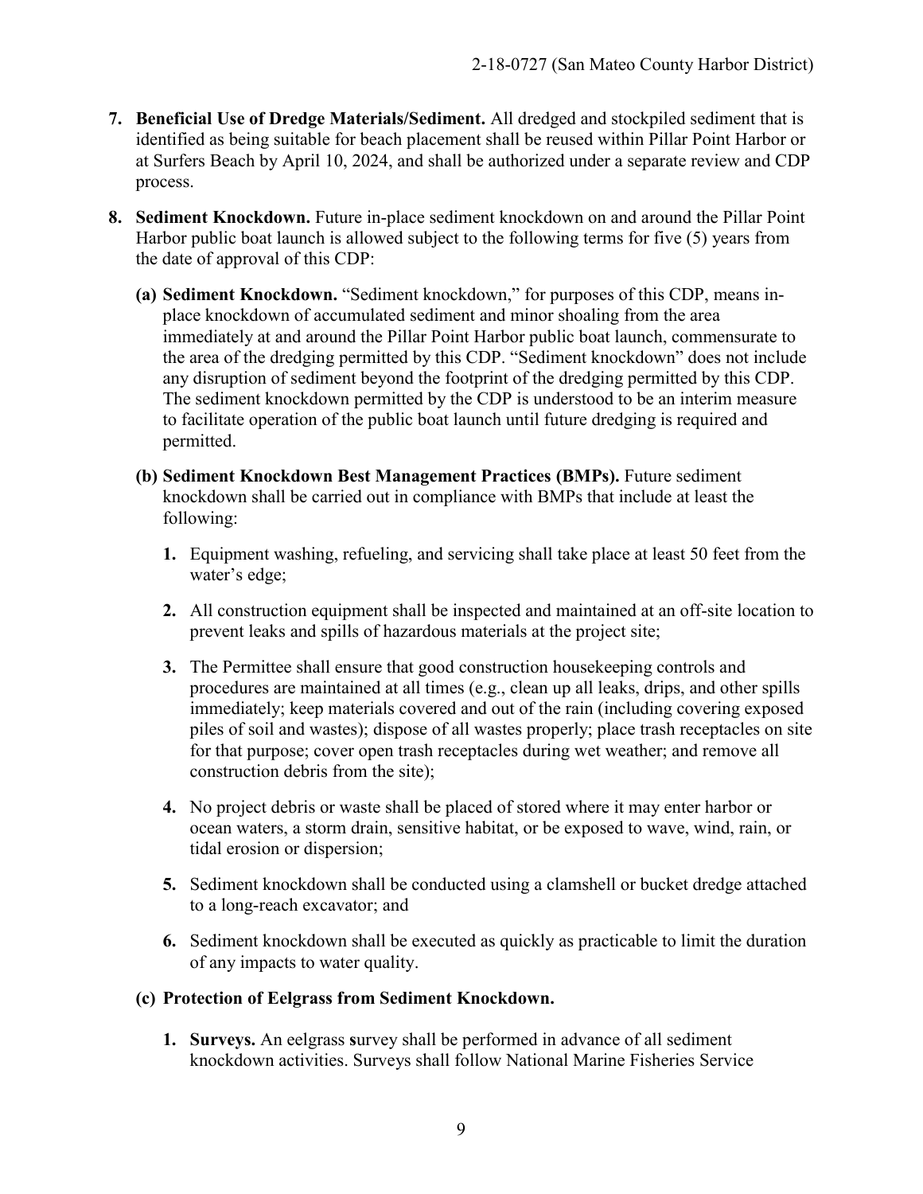7. **Beneficial Use of Dredge Materials/Sediment.** All dredged and stockpiled sediment that is identified as being suitable for beach placement shall be reused within Pillar Point Harbor or at Surfers Beach by April 10, 2024, and shall be authorized under a separate review and CDP process.

8. **Sediment Knockdown.** Future in-place sediment knockdown on and around the Pillar Point Harbor public boat launch is allowed subject to the following terms for five (5) years from the date of approval of this CDP:

   **(a) Sediment Knockdown.** "Sediment knockdown," for purposes of this CDP, means in-place knockdown of accumulated sediment and minor shoaling from the area immediately at and around the Pillar Point Harbor public boat launch, commensurate to the area of the dredging permitted by this CDP. "Sediment knockdown" does not include any disruption of sediment beyond the footprint of the dredging permitted by this CDP. The sediment knockdown permitted by the CDP is understood to be an interim measure to facilitate operation of the public boat launch until future dredging is required and permitted.

   **(b) Sediment Knockdown Best Management Practices (BMPs).** Future sediment knockdown shall be carried out in compliance with BMPs that include at least the following:

      **1.** Equipment washing, refueling, and servicing shall take place at least 50 feet from the water's edge;

      **2.** All construction equipment shall be inspected and maintained at an off-site location to prevent leaks and spills of hazardous materials at the project site;

      **3.** The Permittee shall ensure that good construction housekeeping controls and procedures are maintained at all times (e.g., clean up all leaks, drips, and other spills immediately; keep materials covered and out of the rain (including covering exposed piles of soil and wastes); dispose of all wastes properly; place trash receptacles on site for that purpose; cover open trash receptacles during wet weather; and remove all construction debris from the site);

      **4.** No project debris or waste shall be placed of stored where it may enter harbor or ocean waters, a storm drain, sensitive habitat, or be exposed to wave, wind, rain, or tidal erosion or dispersion;

      **5.** Sediment knockdown shall be conducted using a clamshell or bucket dredge attached to a long-reach excavator; and

      **6.** Sediment knockdown shall be executed as quickly as practicable to limit the duration of any impacts to water quality.

   **(c) Protection of Eelgrass from Sediment Knockdown.**

      **1. Surveys.** An eelgrass **s**urvey shall be performed in advance of all sediment knockdown activities. Surveys shall follow National Marine Fisheries Service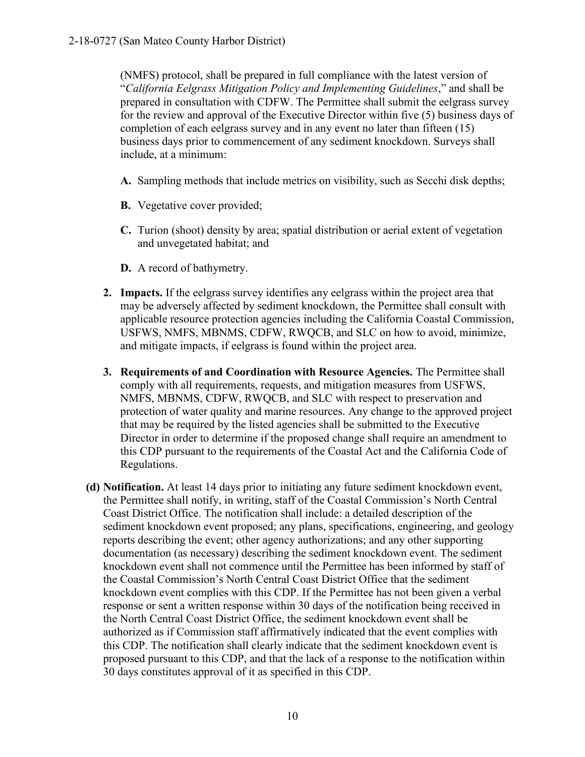(NMFS) protocol, shall be prepared in full compliance with the latest version of "*California Eelgrass Mitigation Policy and Implementing Guidelines*," and shall be prepared in consultation with CDFW. The Permittee shall submit the eelgrass survey for the review and approval of the Executive Director within five (5) business days of completion of each eelgrass survey and in any event no later than fifteen (15) business days prior to commencement of any sediment knockdown. Surveys shall include, at a minimum:

**A.** Sampling methods that include metrics on visibility, such as Secchi disk depths;

**B.** Vegetative cover provided;

**C.** Turion (shoot) density by area; spatial distribution or aerial extent of vegetation and unvegetated habitat; and

**D.** A record of bathymetry.

**2. Impacts.** If the eelgrass survey identifies any eelgrass within the project area that may be adversely affected by sediment knockdown, the Permittee shall consult with applicable resource protection agencies including the California Coastal Commission, USFWS, NMFS, MBNMS, CDFW, RWQCB, and SLC on how to avoid, minimize, and mitigate impacts, if eelgrass is found within the project area.

**3. Requirements of and Coordination with Resource Agencies.** The Permittee shall comply with all requirements, requests, and mitigation measures from USFWS, NMFS, MBNMS, CDFW, RWQCB, and SLC with respect to preservation and protection of water quality and marine resources. Any change to the approved project that may be required by the listed agencies shall be submitted to the Executive Director in order to determine if the proposed change shall require an amendment to this CDP pursuant to the requirements of the Coastal Act and the California Code of Regulations.

**(d) Notification.** At least 14 days prior to initiating any future sediment knockdown event, the Permittee shall notify, in writing, staff of the Coastal Commission's North Central Coast District Office. The notification shall include: a detailed description of the sediment knockdown event proposed; any plans, specifications, engineering, and geology reports describing the event; other agency authorizations; and any other supporting documentation (as necessary) describing the sediment knockdown event. The sediment knockdown event shall not commence until the Permittee has been informed by staff of the Coastal Commission's North Central Coast District Office that the sediment knockdown event complies with this CDP. If the Permittee has not been given a verbal response or sent a written response within 30 days of the notification being received in the North Central Coast District Office, the sediment knockdown event shall be authorized as if Commission staff affirmatively indicated that the event complies with this CDP. The notification shall clearly indicate that the sediment knockdown event is proposed pursuant to this CDP, and that the lack of a response to the notification within 30 days constitutes approval of it as specified in this CDP.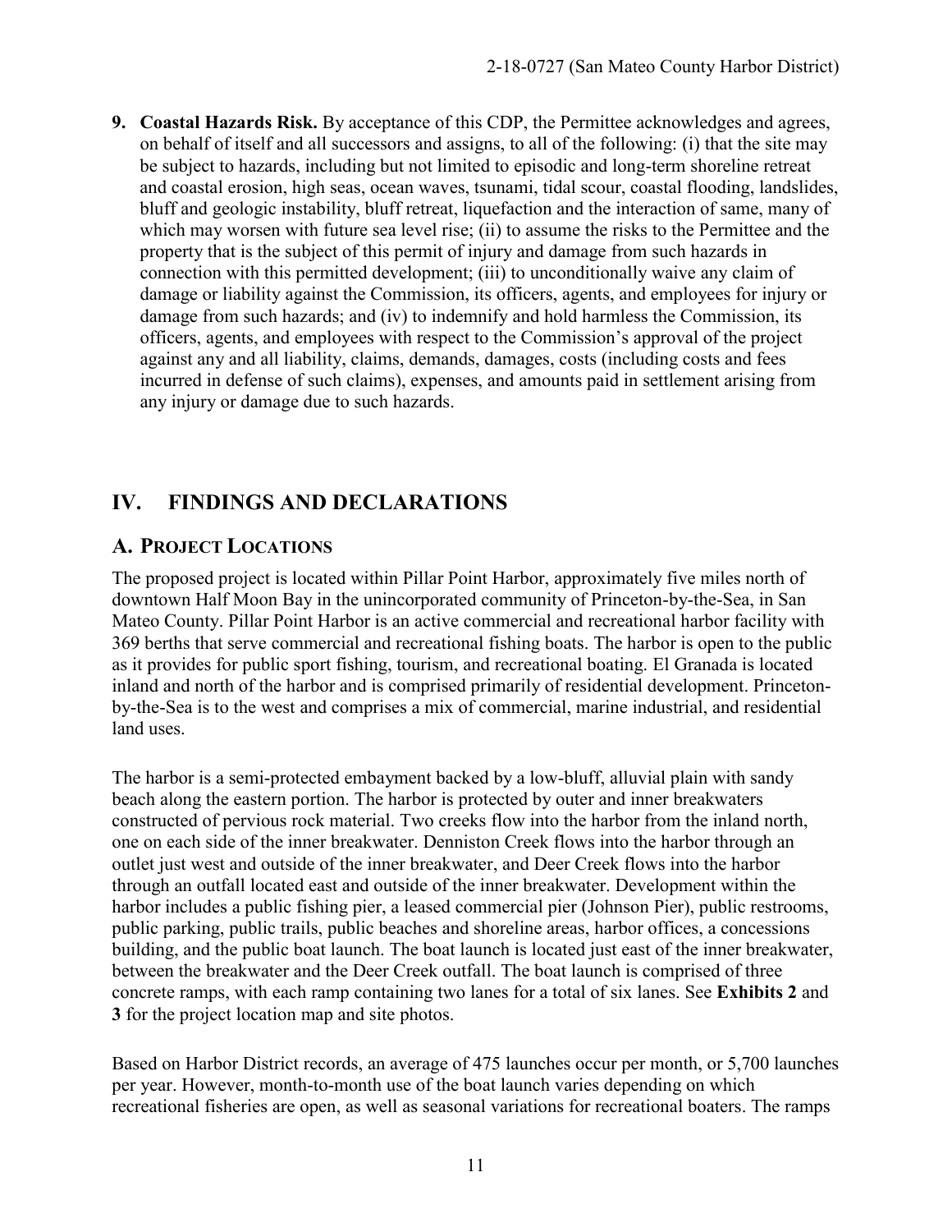9. **Coastal Hazards Risk.** By acceptance of this CDP, the Permittee acknowledges and agrees, on behalf of itself and all successors and assigns, to all of the following: (i) that the site may be subject to hazards, including but not limited to episodic and long-term shoreline retreat and coastal erosion, high seas, ocean waves, tsunami, tidal scour, coastal flooding, landslides, bluff and geologic instability, bluff retreat, liquefaction and the interaction of same, many of which may worsen with future sea level rise; (ii) to assume the risks to the Permittee and the property that is the subject of this permit of injury and damage from such hazards in connection with this permitted development; (iii) to unconditionally waive any claim of damage or liability against the Commission, its officers, agents, and employees for injury or damage from such hazards; and (iv) to indemnify and hold harmless the Commission, its officers, agents, and employees with respect to the Commission's approval of the project against any and all liability, claims, demands, damages, costs (including costs and fees incurred in defense of such claims), expenses, and amounts paid in settlement arising from any injury or damage due to such hazards.

# IV. FINDINGS AND DECLARATIONS

## A. PROJECT LOCATIONS

The proposed project is located within Pillar Point Harbor, approximately five miles north of downtown Half Moon Bay in the unincorporated community of Princeton-by-the-Sea, in San Mateo County. Pillar Point Harbor is an active commercial and recreational harbor facility with 369 berths that serve commercial and recreational fishing boats. The harbor is open to the public as it provides for public sport fishing, tourism, and recreational boating. El Granada is located inland and north of the harbor and is comprised primarily of residential development. Princeton-by-the-Sea is to the west and comprises a mix of commercial, marine industrial, and residential land uses.

The harbor is a semi-protected embayment backed by a low-bluff, alluvial plain with sandy beach along the eastern portion. The harbor is protected by outer and inner breakwaters constructed of pervious rock material. Two creeks flow into the harbor from the inland north, one on each side of the inner breakwater. Denniston Creek flows into the harbor through an outlet just west and outside of the inner breakwater, and Deer Creek flows into the harbor through an outfall located east and outside of the inner breakwater. Development within the harbor includes a public fishing pier, a leased commercial pier (Johnson Pier), public restrooms, public parking, public trails, public beaches and shoreline areas, harbor offices, a concessions building, and the public boat launch. The boat launch is located just east of the inner breakwater, between the breakwater and the Deer Creek outfall. The boat launch is comprised of three concrete ramps, with each ramp containing two lanes for a total of six lanes. See **Exhibits 2** and **3** for the project location map and site photos.

Based on Harbor District records, an average of 475 launches occur per month, or 5,700 launches per year. However, month-to-month use of the boat launch varies depending on which recreational fisheries are open, as well as seasonal variations for recreational boaters. The ramps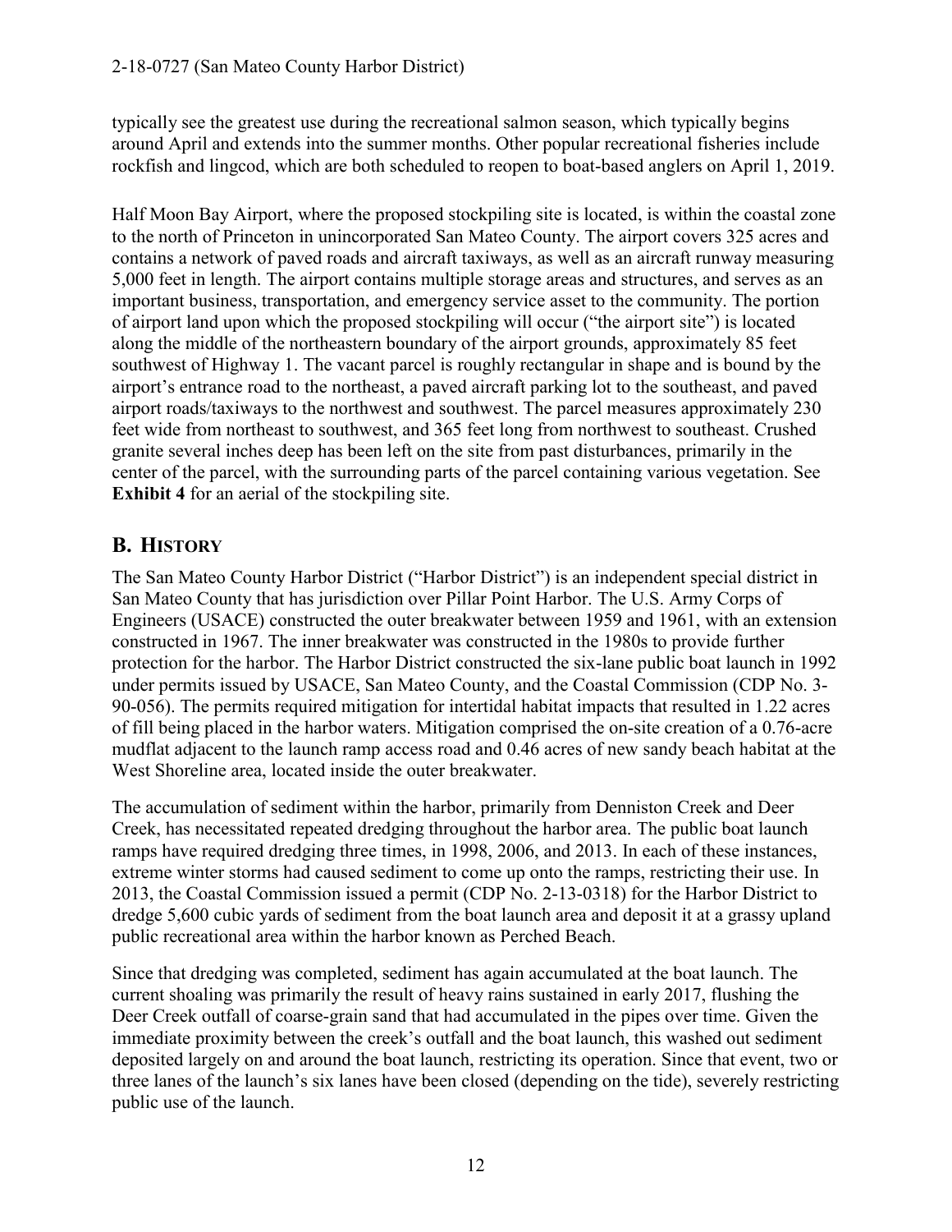typically see the greatest use during the recreational salmon season, which typically begins around April and extends into the summer months. Other popular recreational fisheries include rockfish and lingcod, which are both scheduled to reopen to boat-based anglers on April 1, 2019.

Half Moon Bay Airport, where the proposed stockpiling site is located, is within the coastal zone to the north of Princeton in unincorporated San Mateo County. The airport covers 325 acres and contains a network of paved roads and aircraft taxiways, as well as an aircraft runway measuring 5,000 feet in length. The airport contains multiple storage areas and structures, and serves as an important business, transportation, and emergency service asset to the community. The portion of airport land upon which the proposed stockpiling will occur ("the airport site") is located along the middle of the northeastern boundary of the airport grounds, approximately 85 feet southwest of Highway 1. The vacant parcel is roughly rectangular in shape and is bound by the airport's entrance road to the northeast, a paved aircraft parking lot to the southeast, and paved airport roads/taxiways to the northwest and southwest. The parcel measures approximately 230 feet wide from northeast to southwest, and 365 feet long from northwest to southeast. Crushed granite several inches deep has been left on the site from past disturbances, primarily in the center of the parcel, with the surrounding parts of the parcel containing various vegetation. See **Exhibit 4** for an aerial of the stockpiling site.

## B. HISTORY

The San Mateo County Harbor District ("Harbor District") is an independent special district in San Mateo County that has jurisdiction over Pillar Point Harbor. The U.S. Army Corps of Engineers (USACE) constructed the outer breakwater between 1959 and 1961, with an extension constructed in 1967. The inner breakwater was constructed in the 1980s to provide further protection for the harbor. The Harbor District constructed the six-lane public boat launch in 1992 under permits issued by USACE, San Mateo County, and the Coastal Commission (CDP No. 3-90-056). The permits required mitigation for intertidal habitat impacts that resulted in 1.22 acres of fill being placed in the harbor waters. Mitigation comprised the on-site creation of a 0.76-acre mudflat adjacent to the launch ramp access road and 0.46 acres of new sandy beach habitat at the West Shoreline area, located inside the outer breakwater.

The accumulation of sediment within the harbor, primarily from Denniston Creek and Deer Creek, has necessitated repeated dredging throughout the harbor area. The public boat launch ramps have required dredging three times, in 1998, 2006, and 2013. In each of these instances, extreme winter storms had caused sediment to come up onto the ramps, restricting their use. In 2013, the Coastal Commission issued a permit (CDP No. 2-13-0318) for the Harbor District to dredge 5,600 cubic yards of sediment from the boat launch area and deposit it at a grassy upland public recreational area within the harbor known as Perched Beach.

Since that dredging was completed, sediment has again accumulated at the boat launch. The current shoaling was primarily the result of heavy rains sustained in early 2017, flushing the Deer Creek outfall of coarse-grain sand that had accumulated in the pipes over time. Given the immediate proximity between the creek's outfall and the boat launch, this washed out sediment deposited largely on and around the boat launch, restricting its operation. Since that event, two or three lanes of the launch's six lanes have been closed (depending on the tide), severely restricting public use of the launch.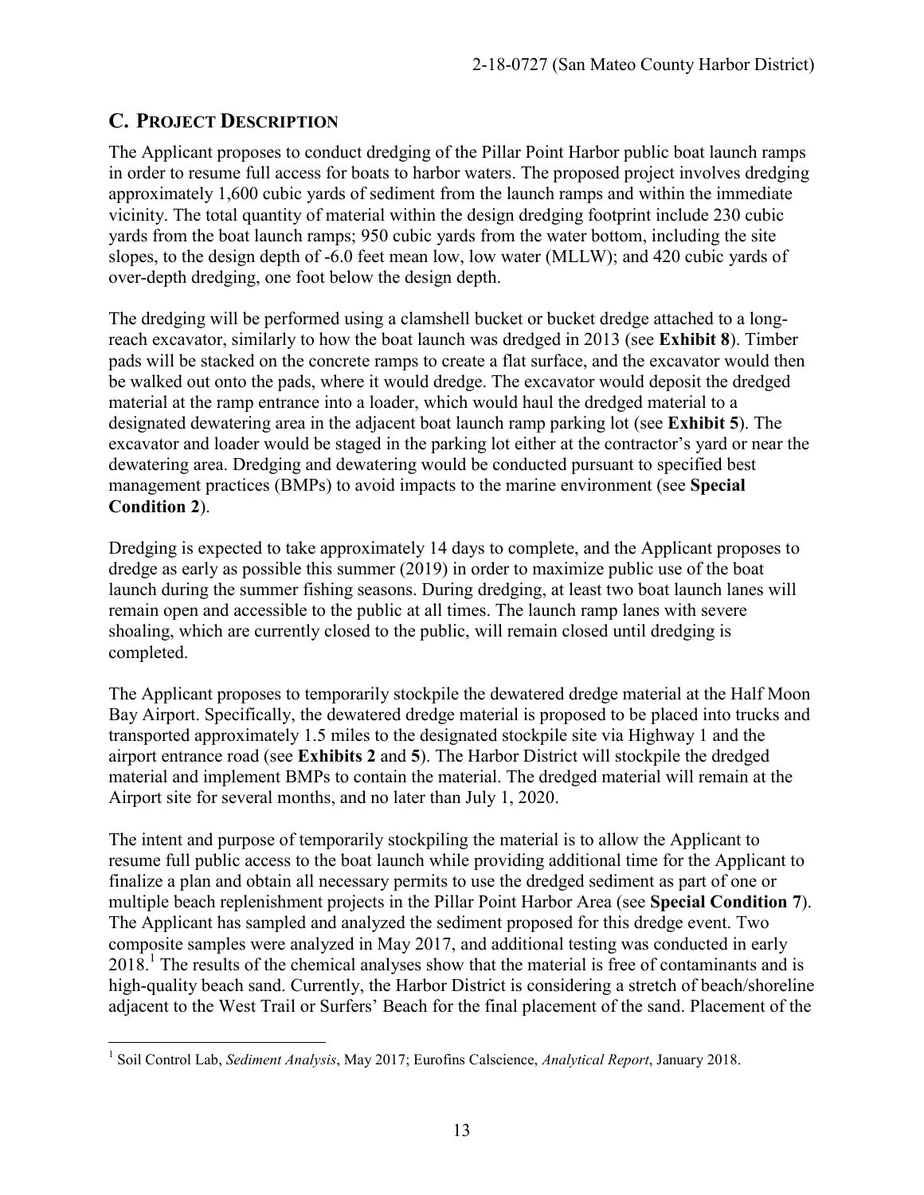## C. PROJECT DESCRIPTION

The Applicant proposes to conduct dredging of the Pillar Point Harbor public boat launch ramps in order to resume full access for boats to harbor waters. The proposed project involves dredging approximately 1,600 cubic yards of sediment from the launch ramps and within the immediate vicinity. The total quantity of material within the design dredging footprint include 230 cubic yards from the boat launch ramps; 950 cubic yards from the water bottom, including the site slopes, to the design depth of -6.0 feet mean low, low water (MLLW); and 420 cubic yards of over-depth dredging, one foot below the design depth.

The dredging will be performed using a clamshell bucket or bucket dredge attached to a long-reach excavator, similarly to how the boat launch was dredged in 2013 (see **Exhibit 8**). Timber pads will be stacked on the concrete ramps to create a flat surface, and the excavator would then be walked out onto the pads, where it would dredge. The excavator would deposit the dredged material at the ramp entrance into a loader, which would haul the dredged material to a designated dewatering area in the adjacent boat launch ramp parking lot (see **Exhibit 5**). The excavator and loader would be staged in the parking lot either at the contractor's yard or near the dewatering area. Dredging and dewatering would be conducted pursuant to specified best management practices (BMPs) to avoid impacts to the marine environment (see **Special Condition 2**).

Dredging is expected to take approximately 14 days to complete, and the Applicant proposes to dredge as early as possible this summer (2019) in order to maximize public use of the boat launch during the summer fishing seasons. During dredging, at least two boat launch lanes will remain open and accessible to the public at all times. The launch ramp lanes with severe shoaling, which are currently closed to the public, will remain closed until dredging is completed.

The Applicant proposes to temporarily stockpile the dewatered dredge material at the Half Moon Bay Airport. Specifically, the dewatered dredge material is proposed to be placed into trucks and transported approximately 1.5 miles to the designated stockpile site via Highway 1 and the airport entrance road (see **Exhibits 2** and **5**). The Harbor District will stockpile the dredged material and implement BMPs to contain the material. The dredged material will remain at the Airport site for several months, and no later than July 1, 2020.

The intent and purpose of temporarily stockpiling the material is to allow the Applicant to resume full public access to the boat launch while providing additional time for the Applicant to finalize a plan and obtain all necessary permits to use the dredged sediment as part of one or multiple beach replenishment projects in the Pillar Point Harbor Area (see **Special Condition 7**). The Applicant has sampled and analyzed the sediment proposed for this dredge event. Two composite samples were analyzed in May 2017, and additional testing was conducted in early 2018.[1] The results of the chemical analyses show that the material is free of contaminants and is high-quality beach sand. Currently, the Harbor District is considering a stretch of beach/shoreline adjacent to the West Trail or Surfers' Beach for the final placement of the sand. Placement of the

---

[1] Soil Control Lab, *Sediment Analysis*, May 2017; Eurofins Calscience, *Analytical Report*, January 2018.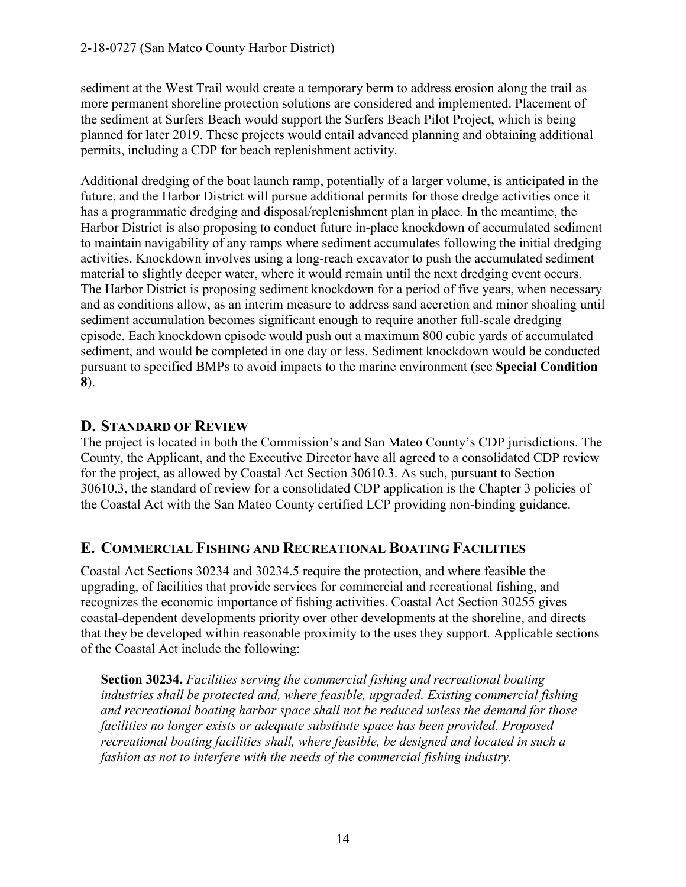sediment at the West Trail would create a temporary berm to address erosion along the trail as more permanent shoreline protection solutions are considered and implemented. Placement of the sediment at Surfers Beach would support the Surfers Beach Pilot Project, which is being planned for later 2019. These projects would entail advanced planning and obtaining additional permits, including a CDP for beach replenishment activity.

Additional dredging of the boat launch ramp, potentially of a larger volume, is anticipated in the future, and the Harbor District will pursue additional permits for those dredge activities once it has a programmatic dredging and disposal/replenishment plan in place. In the meantime, the Harbor District is also proposing to conduct future in-place knockdown of accumulated sediment to maintain navigability of any ramps where sediment accumulates following the initial dredging activities. Knockdown involves using a long-reach excavator to push the accumulated sediment material to slightly deeper water, where it would remain until the next dredging event occurs. The Harbor District is proposing sediment knockdown for a period of five years, when necessary and as conditions allow, as an interim measure to address sand accretion and minor shoaling until sediment accumulation becomes significant enough to require another full-scale dredging episode. Each knockdown episode would push out a maximum 800 cubic yards of accumulated sediment, and would be completed in one day or less. Sediment knockdown would be conducted pursuant to specified BMPs to avoid impacts to the marine environment (see **Special Condition 8**).

## D. Standard of Review

The project is located in both the Commission's and San Mateo County's CDP jurisdictions. The County, the Applicant, and the Executive Director have all agreed to a consolidated CDP review for the project, as allowed by Coastal Act Section 30610.3. As such, pursuant to Section 30610.3, the standard of review for a consolidated CDP application is the Chapter 3 policies of the Coastal Act with the San Mateo County certified LCP providing non-binding guidance.

## E. Commercial Fishing and Recreational Boating Facilities

Coastal Act Sections 30234 and 30234.5 require the protection, and where feasible the upgrading, of facilities that provide services for commercial and recreational fishing, and recognizes the economic importance of fishing activities. Coastal Act Section 30255 gives coastal-dependent developments priority over other developments at the shoreline, and directs that they be developed within reasonable proximity to the uses they support. Applicable sections of the Coastal Act include the following:

> **Section 30234.** *Facilities serving the commercial fishing and recreational boating industries shall be protected and, where feasible, upgraded. Existing commercial fishing and recreational boating harbor space shall not be reduced unless the demand for those facilities no longer exists or adequate substitute space has been provided. Proposed recreational boating facilities shall, where feasible, be designed and located in such a fashion as not to interfere with the needs of the commercial fishing industry.*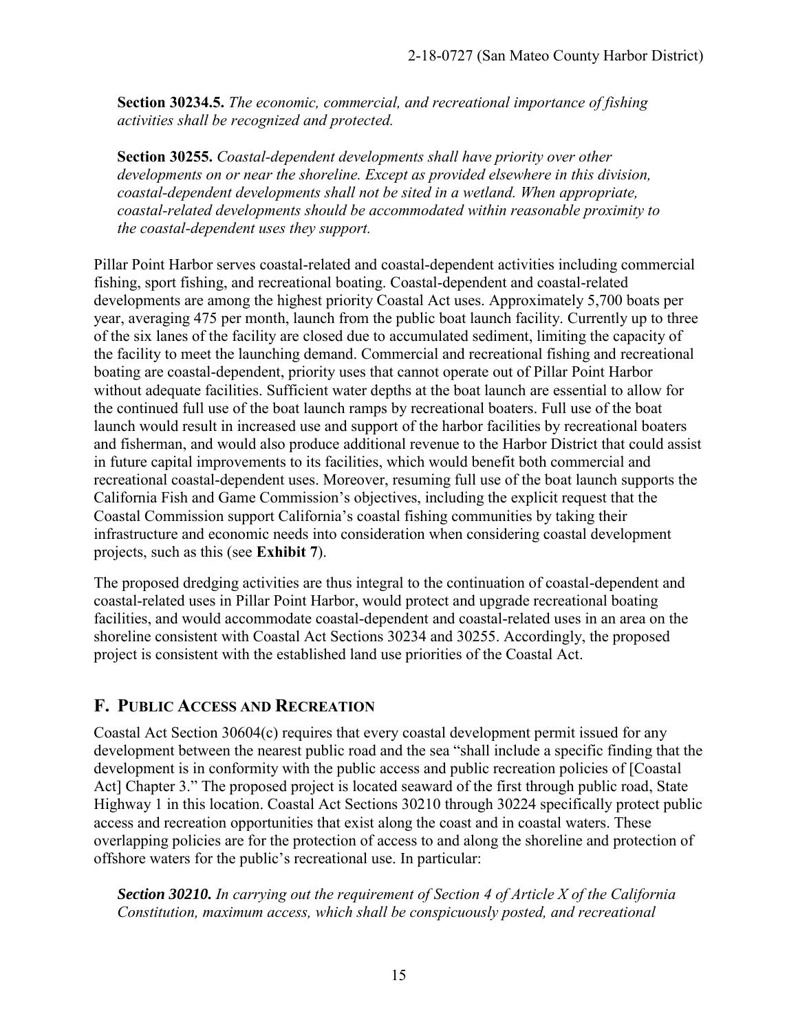**Section 30234.5.** *The economic, commercial, and recreational importance of fishing activities shall be recognized and protected.*

**Section 30255.** *Coastal-dependent developments shall have priority over other developments on or near the shoreline. Except as provided elsewhere in this division, coastal-dependent developments shall not be sited in a wetland. When appropriate, coastal-related developments should be accommodated within reasonable proximity to the coastal-dependent uses they support.*

Pillar Point Harbor serves coastal-related and coastal-dependent activities including commercial fishing, sport fishing, and recreational boating. Coastal-dependent and coastal-related developments are among the highest priority Coastal Act uses. Approximately 5,700 boats per year, averaging 475 per month, launch from the public boat launch facility. Currently up to three of the six lanes of the facility are closed due to accumulated sediment, limiting the capacity of the facility to meet the launching demand. Commercial and recreational fishing and recreational boating are coastal-dependent, priority uses that cannot operate out of Pillar Point Harbor without adequate facilities. Sufficient water depths at the boat launch are essential to allow for the continued full use of the boat launch ramps by recreational boaters. Full use of the boat launch would result in increased use and support of the harbor facilities by recreational boaters and fisherman, and would also produce additional revenue to the Harbor District that could assist in future capital improvements to its facilities, which would benefit both commercial and recreational coastal-dependent uses. Moreover, resuming full use of the boat launch supports the California Fish and Game Commission's objectives, including the explicit request that the Coastal Commission support California's coastal fishing communities by taking their infrastructure and economic needs into consideration when considering coastal development projects, such as this (see **Exhibit 7**).

The proposed dredging activities are thus integral to the continuation of coastal-dependent and coastal-related uses in Pillar Point Harbor, would protect and upgrade recreational boating facilities, and would accommodate coastal-dependent and coastal-related uses in an area on the shoreline consistent with Coastal Act Sections 30234 and 30255. Accordingly, the proposed project is consistent with the established land use priorities of the Coastal Act.

## F. PUBLIC ACCESS AND RECREATION

Coastal Act Section 30604(c) requires that every coastal development permit issued for any development between the nearest public road and the sea "shall include a specific finding that the development is in conformity with the public access and public recreation policies of [Coastal Act] Chapter 3." The proposed project is located seaward of the first through public road, State Highway 1 in this location. Coastal Act Sections 30210 through 30224 specifically protect public access and recreation opportunities that exist along the coast and in coastal waters. These overlapping policies are for the protection of access to and along the shoreline and protection of offshore waters for the public's recreational use. In particular:

***Section 30210.*** *In carrying out the requirement of Section 4 of Article X of the California Constitution, maximum access, which shall be conspicuously posted, and recreational*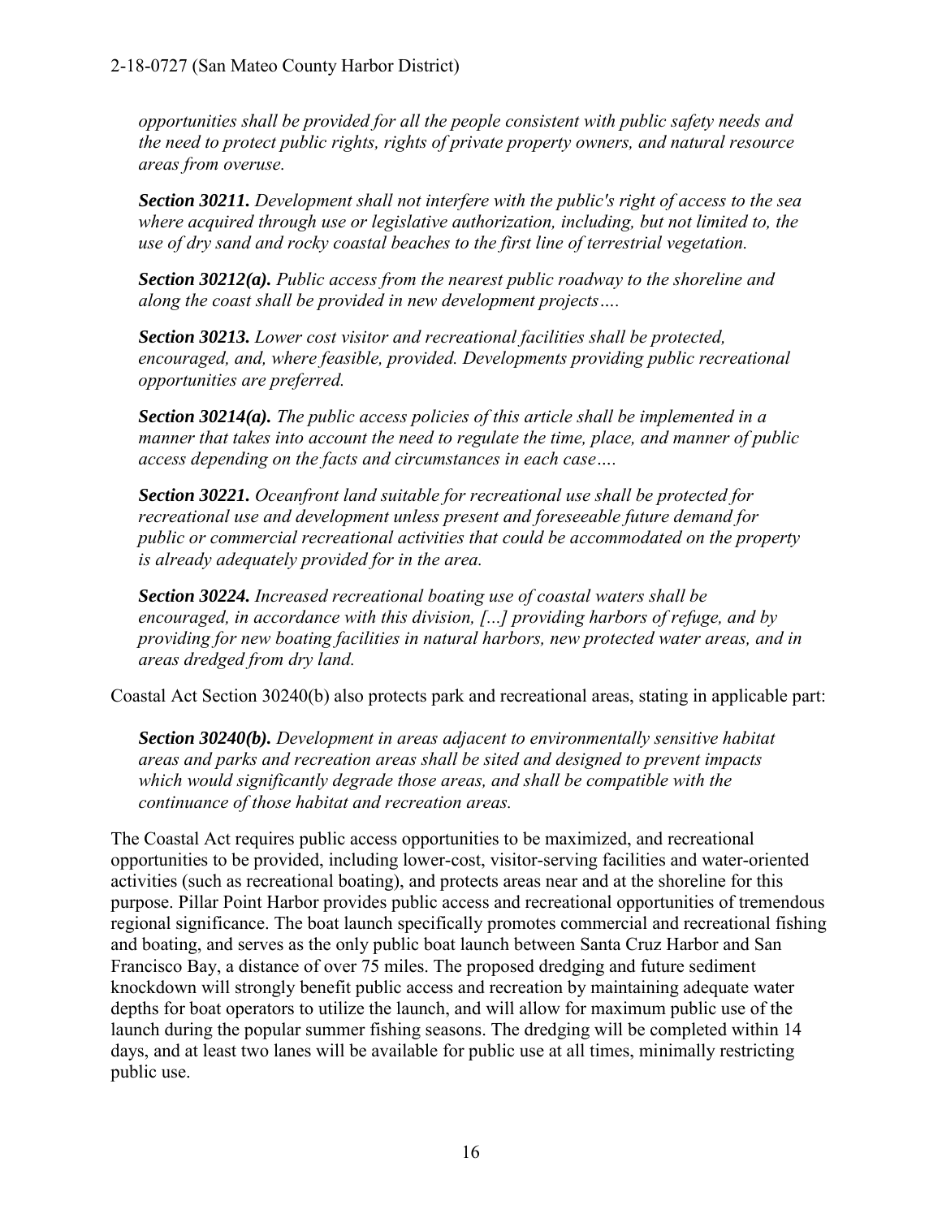*opportunities shall be provided for all the people consistent with public safety needs and the need to protect public rights, rights of private property owners, and natural resource areas from overuse.*

***Section 30211.*** *Development shall not interfere with the public's right of access to the sea where acquired through use or legislative authorization, including, but not limited to, the use of dry sand and rocky coastal beaches to the first line of terrestrial vegetation.*

***Section 30212(a).*** *Public access from the nearest public roadway to the shoreline and along the coast shall be provided in new development projects….*

***Section 30213.*** *Lower cost visitor and recreational facilities shall be protected, encouraged, and, where feasible, provided. Developments providing public recreational opportunities are preferred.*

***Section 30214(a).*** *The public access policies of this article shall be implemented in a manner that takes into account the need to regulate the time, place, and manner of public access depending on the facts and circumstances in each case….*

***Section 30221.*** *Oceanfront land suitable for recreational use shall be protected for recreational use and development unless present and foreseeable future demand for public or commercial recreational activities that could be accommodated on the property is already adequately provided for in the area.*

***Section 30224.*** *Increased recreational boating use of coastal waters shall be encouraged, in accordance with this division, [...] providing harbors of refuge, and by providing for new boating facilities in natural harbors, new protected water areas, and in areas dredged from dry land.*

Coastal Act Section 30240(b) also protects park and recreational areas, stating in applicable part:

***Section 30240(b).*** *Development in areas adjacent to environmentally sensitive habitat areas and parks and recreation areas shall be sited and designed to prevent impacts which would significantly degrade those areas, and shall be compatible with the continuance of those habitat and recreation areas.*

The Coastal Act requires public access opportunities to be maximized, and recreational opportunities to be provided, including lower-cost, visitor-serving facilities and water-oriented activities (such as recreational boating), and protects areas near and at the shoreline for this purpose. Pillar Point Harbor provides public access and recreational opportunities of tremendous regional significance. The boat launch specifically promotes commercial and recreational fishing and boating, and serves as the only public boat launch between Santa Cruz Harbor and San Francisco Bay, a distance of over 75 miles. The proposed dredging and future sediment knockdown will strongly benefit public access and recreation by maintaining adequate water depths for boat operators to utilize the launch, and will allow for maximum public use of the launch during the popular summer fishing seasons. The dredging will be completed within 14 days, and at least two lanes will be available for public use at all times, minimally restricting public use.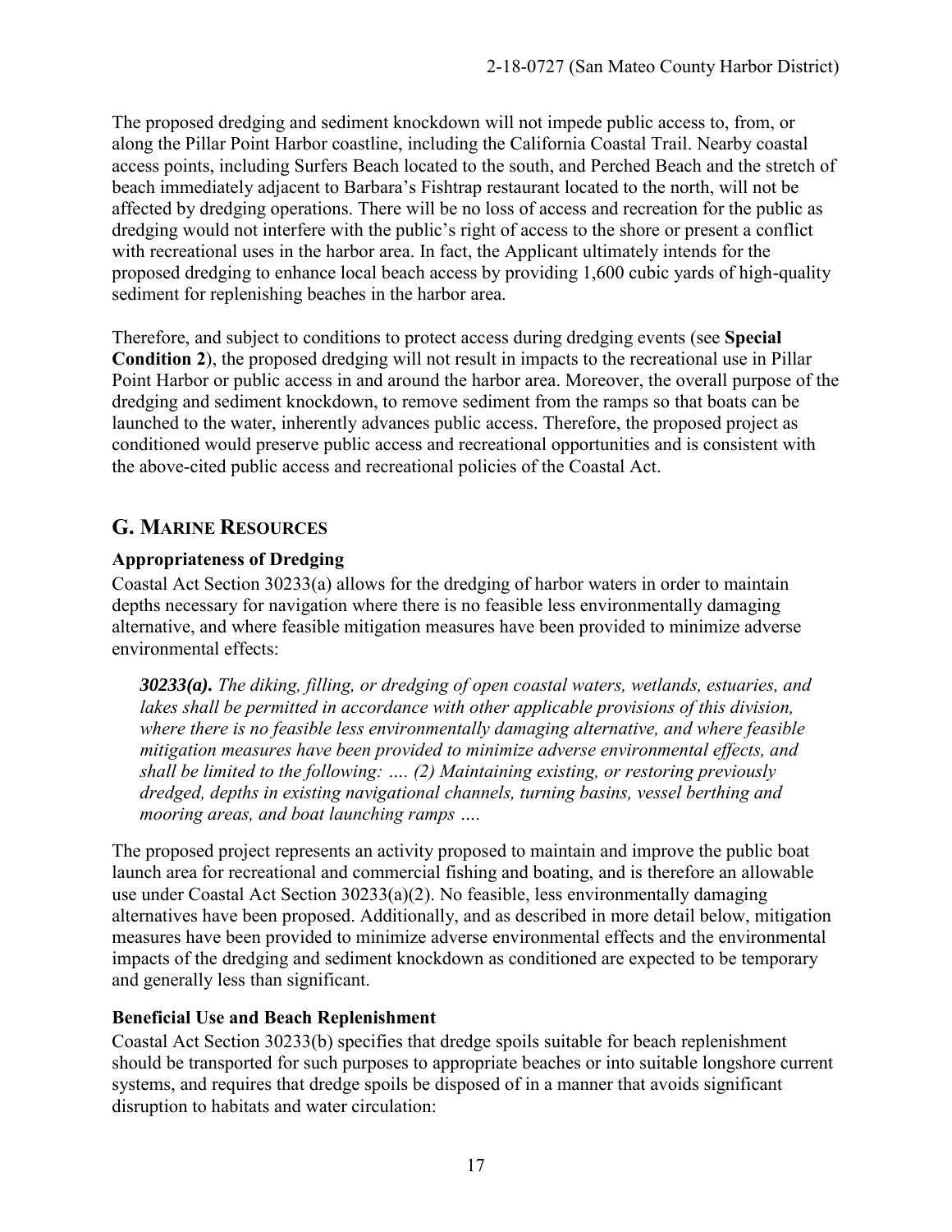The proposed dredging and sediment knockdown will not impede public access to, from, or along the Pillar Point Harbor coastline, including the California Coastal Trail. Nearby coastal access points, including Surfers Beach located to the south, and Perched Beach and the stretch of beach immediately adjacent to Barbara's Fishtrap restaurant located to the north, will not be affected by dredging operations. There will be no loss of access and recreation for the public as dredging would not interfere with the public's right of access to the shore or present a conflict with recreational uses in the harbor area. In fact, the Applicant ultimately intends for the proposed dredging to enhance local beach access by providing 1,600 cubic yards of high-quality sediment for replenishing beaches in the harbor area.

Therefore, and subject to conditions to protect access during dredging events (see **Special Condition 2**), the proposed dredging will not result in impacts to the recreational use in Pillar Point Harbor or public access in and around the harbor area. Moreover, the overall purpose of the dredging and sediment knockdown, to remove sediment from the ramps so that boats can be launched to the water, inherently advances public access. Therefore, the proposed project as conditioned would preserve public access and recreational opportunities and is consistent with the above-cited public access and recreational policies of the Coastal Act.

## G. Marine Resources

### Appropriateness of Dredging

Coastal Act Section 30233(a) allows for the dredging of harbor waters in order to maintain depths necessary for navigation where there is no feasible less environmentally damaging alternative, and where feasible mitigation measures have been provided to minimize adverse environmental effects:

> ***30233(a).*** *The diking, filling, or dredging of open coastal waters, wetlands, estuaries, and lakes shall be permitted in accordance with other applicable provisions of this division, where there is no feasible less environmentally damaging alternative, and where feasible mitigation measures have been provided to minimize adverse environmental effects, and shall be limited to the following: …. (2) Maintaining existing, or restoring previously dredged, depths in existing navigational channels, turning basins, vessel berthing and mooring areas, and boat launching ramps ….*

The proposed project represents an activity proposed to maintain and improve the public boat launch area for recreational and commercial fishing and boating, and is therefore an allowable use under Coastal Act Section 30233(a)(2). No feasible, less environmentally damaging alternatives have been proposed. Additionally, and as described in more detail below, mitigation measures have been provided to minimize adverse environmental effects and the environmental impacts of the dredging and sediment knockdown as conditioned are expected to be temporary and generally less than significant.

### Beneficial Use and Beach Replenishment

Coastal Act Section 30233(b) specifies that dredge spoils suitable for beach replenishment should be transported for such purposes to appropriate beaches or into suitable longshore current systems, and requires that dredge spoils be disposed of in a manner that avoids significant disruption to habitats and water circulation: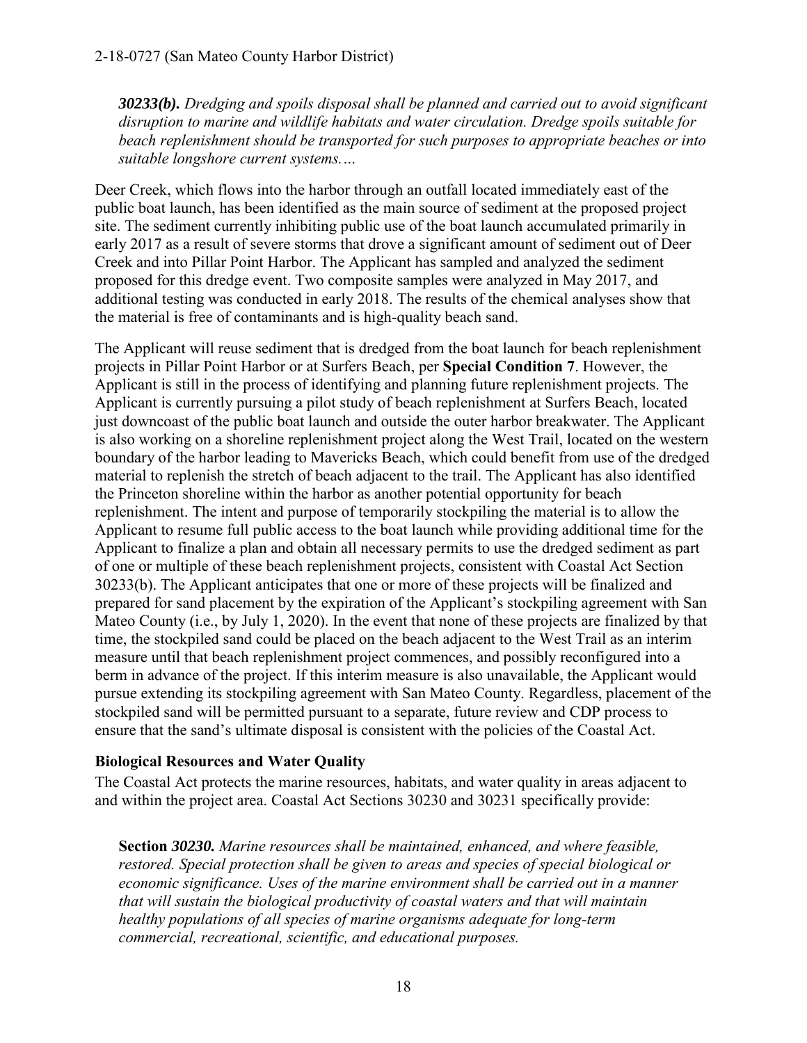*30233(b). Dredging and spoils disposal shall be planned and carried out to avoid significant disruption to marine and wildlife habitats and water circulation. Dredge spoils suitable for beach replenishment should be transported for such purposes to appropriate beaches or into suitable longshore current systems.…*

Deer Creek, which flows into the harbor through an outfall located immediately east of the public boat launch, has been identified as the main source of sediment at the proposed project site. The sediment currently inhibiting public use of the boat launch accumulated primarily in early 2017 as a result of severe storms that drove a significant amount of sediment out of Deer Creek and into Pillar Point Harbor. The Applicant has sampled and analyzed the sediment proposed for this dredge event. Two composite samples were analyzed in May 2017, and additional testing was conducted in early 2018. The results of the chemical analyses show that the material is free of contaminants and is high-quality beach sand.

The Applicant will reuse sediment that is dredged from the boat launch for beach replenishment projects in Pillar Point Harbor or at Surfers Beach, per **Special Condition 7**. However, the Applicant is still in the process of identifying and planning future replenishment projects. The Applicant is currently pursuing a pilot study of beach replenishment at Surfers Beach, located just downcoast of the public boat launch and outside the outer harbor breakwater. The Applicant is also working on a shoreline replenishment project along the West Trail, located on the western boundary of the harbor leading to Mavericks Beach, which could benefit from use of the dredged material to replenish the stretch of beach adjacent to the trail. The Applicant has also identified the Princeton shoreline within the harbor as another potential opportunity for beach replenishment. The intent and purpose of temporarily stockpiling the material is to allow the Applicant to resume full public access to the boat launch while providing additional time for the Applicant to finalize a plan and obtain all necessary permits to use the dredged sediment as part of one or multiple of these beach replenishment projects, consistent with Coastal Act Section 30233(b). The Applicant anticipates that one or more of these projects will be finalized and prepared for sand placement by the expiration of the Applicant's stockpiling agreement with San Mateo County (i.e., by July 1, 2020). In the event that none of these projects are finalized by that time, the stockpiled sand could be placed on the beach adjacent to the West Trail as an interim measure until that beach replenishment project commences, and possibly reconfigured into a berm in advance of the project. If this interim measure is also unavailable, the Applicant would pursue extending its stockpiling agreement with San Mateo County. Regardless, placement of the stockpiled sand will be permitted pursuant to a separate, future review and CDP process to ensure that the sand's ultimate disposal is consistent with the policies of the Coastal Act.

### Biological Resources and Water Quality

The Coastal Act protects the marine resources, habitats, and water quality in areas adjacent to and within the project area. Coastal Act Sections 30230 and 30231 specifically provide:

**Section** ***30230.*** *Marine resources shall be maintained, enhanced, and where feasible, restored. Special protection shall be given to areas and species of special biological or economic significance. Uses of the marine environment shall be carried out in a manner that will sustain the biological productivity of coastal waters and that will maintain healthy populations of all species of marine organisms adequate for long-term commercial, recreational, scientific, and educational purposes.*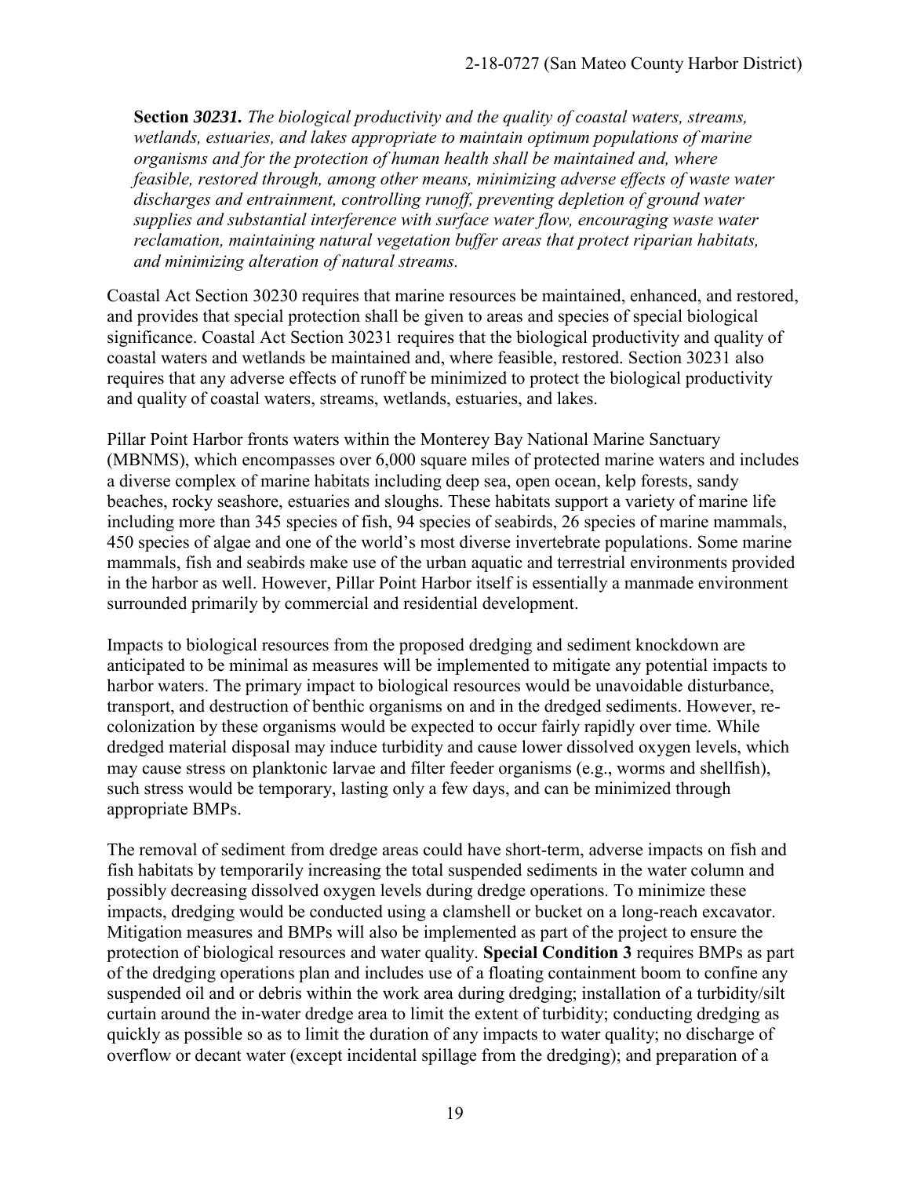**Section** ***30231.*** *The biological productivity and the quality of coastal waters, streams, wetlands, estuaries, and lakes appropriate to maintain optimum populations of marine organisms and for the protection of human health shall be maintained and, where feasible, restored through, among other means, minimizing adverse effects of waste water discharges and entrainment, controlling runoff, preventing depletion of ground water supplies and substantial interference with surface water flow, encouraging waste water reclamation, maintaining natural vegetation buffer areas that protect riparian habitats, and minimizing alteration of natural streams.*

Coastal Act Section 30230 requires that marine resources be maintained, enhanced, and restored, and provides that special protection shall be given to areas and species of special biological significance. Coastal Act Section 30231 requires that the biological productivity and quality of coastal waters and wetlands be maintained and, where feasible, restored. Section 30231 also requires that any adverse effects of runoff be minimized to protect the biological productivity and quality of coastal waters, streams, wetlands, estuaries, and lakes.

Pillar Point Harbor fronts waters within the Monterey Bay National Marine Sanctuary (MBNMS), which encompasses over 6,000 square miles of protected marine waters and includes a diverse complex of marine habitats including deep sea, open ocean, kelp forests, sandy beaches, rocky seashore, estuaries and sloughs. These habitats support a variety of marine life including more than 345 species of fish, 94 species of seabirds, 26 species of marine mammals, 450 species of algae and one of the world's most diverse invertebrate populations. Some marine mammals, fish and seabirds make use of the urban aquatic and terrestrial environments provided in the harbor as well. However, Pillar Point Harbor itself is essentially a manmade environment surrounded primarily by commercial and residential development.

Impacts to biological resources from the proposed dredging and sediment knockdown are anticipated to be minimal as measures will be implemented to mitigate any potential impacts to harbor waters. The primary impact to biological resources would be unavoidable disturbance, transport, and destruction of benthic organisms on and in the dredged sediments. However, re-colonization by these organisms would be expected to occur fairly rapidly over time. While dredged material disposal may induce turbidity and cause lower dissolved oxygen levels, which may cause stress on planktonic larvae and filter feeder organisms (e.g., worms and shellfish), such stress would be temporary, lasting only a few days, and can be minimized through appropriate BMPs.

The removal of sediment from dredge areas could have short-term, adverse impacts on fish and fish habitats by temporarily increasing the total suspended sediments in the water column and possibly decreasing dissolved oxygen levels during dredge operations. To minimize these impacts, dredging would be conducted using a clamshell or bucket on a long-reach excavator. Mitigation measures and BMPs will also be implemented as part of the project to ensure the protection of biological resources and water quality. **Special Condition 3** requires BMPs as part of the dredging operations plan and includes use of a floating containment boom to confine any suspended oil and or debris within the work area during dredging; installation of a turbidity/silt curtain around the in-water dredge area to limit the extent of turbidity; conducting dredging as quickly as possible so as to limit the duration of any impacts to water quality; no discharge of overflow or decant water (except incidental spillage from the dredging); and preparation of a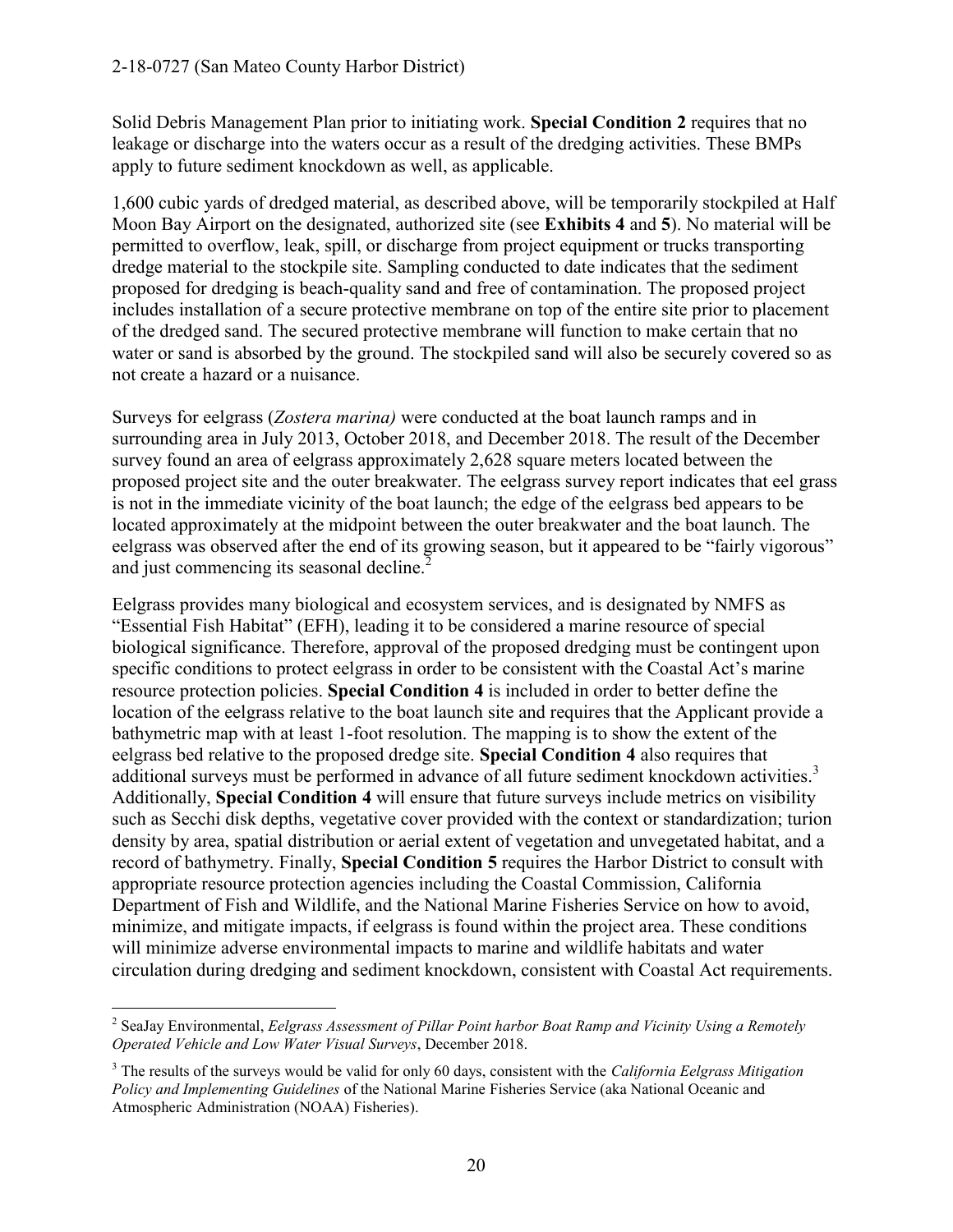Solid Debris Management Plan prior to initiating work. **Special Condition 2** requires that no leakage or discharge into the waters occur as a result of the dredging activities. These BMPs apply to future sediment knockdown as well, as applicable.

1,600 cubic yards of dredged material, as described above, will be temporarily stockpiled at Half Moon Bay Airport on the designated, authorized site (see **Exhibits 4** and **5**). No material will be permitted to overflow, leak, spill, or discharge from project equipment or trucks transporting dredge material to the stockpile site. Sampling conducted to date indicates that the sediment proposed for dredging is beach-quality sand and free of contamination. The proposed project includes installation of a secure protective membrane on top of the entire site prior to placement of the dredged sand. The secured protective membrane will function to make certain that no water or sand is absorbed by the ground. The stockpiled sand will also be securely covered so as not create a hazard or a nuisance.

Surveys for eelgrass (*Zostera marina)* were conducted at the boat launch ramps and in surrounding area in July 2013, October 2018, and December 2018. The result of the December survey found an area of eelgrass approximately 2,628 square meters located between the proposed project site and the outer breakwater. The eelgrass survey report indicates that eel grass is not in the immediate vicinity of the boat launch; the edge of the eelgrass bed appears to be located approximately at the midpoint between the outer breakwater and the boat launch. The eelgrass was observed after the end of its growing season, but it appeared to be "fairly vigorous" and just commencing its seasonal decline.[2]

Eelgrass provides many biological and ecosystem services, and is designated by NMFS as "Essential Fish Habitat" (EFH), leading it to be considered a marine resource of special biological significance. Therefore, approval of the proposed dredging must be contingent upon specific conditions to protect eelgrass in order to be consistent with the Coastal Act's marine resource protection policies. **Special Condition 4** is included in order to better define the location of the eelgrass relative to the boat launch site and requires that the Applicant provide a bathymetric map with at least 1-foot resolution. The mapping is to show the extent of the eelgrass bed relative to the proposed dredge site. **Special Condition 4** also requires that additional surveys must be performed in advance of all future sediment knockdown activities.[3] Additionally, **Special Condition 4** will ensure that future surveys include metrics on visibility such as Secchi disk depths, vegetative cover provided with the context or standardization; turion density by area, spatial distribution or aerial extent of vegetation and unvegetated habitat, and a record of bathymetry. Finally, **Special Condition 5** requires the Harbor District to consult with appropriate resource protection agencies including the Coastal Commission, California Department of Fish and Wildlife, and the National Marine Fisheries Service on how to avoid, minimize, and mitigate impacts, if eelgrass is found within the project area. These conditions will minimize adverse environmental impacts to marine and wildlife habitats and water circulation during dredging and sediment knockdown, consistent with Coastal Act requirements.

---

[2] SeaJay Environmental, *Eelgrass Assessment of Pillar Point harbor Boat Ramp and Vicinity Using a Remotely Operated Vehicle and Low Water Visual Surveys*, December 2018.

[3] The results of the surveys would be valid for only 60 days, consistent with the *California Eelgrass Mitigation Policy and Implementing Guidelines* of the National Marine Fisheries Service (aka National Oceanic and Atmospheric Administration (NOAA) Fisheries).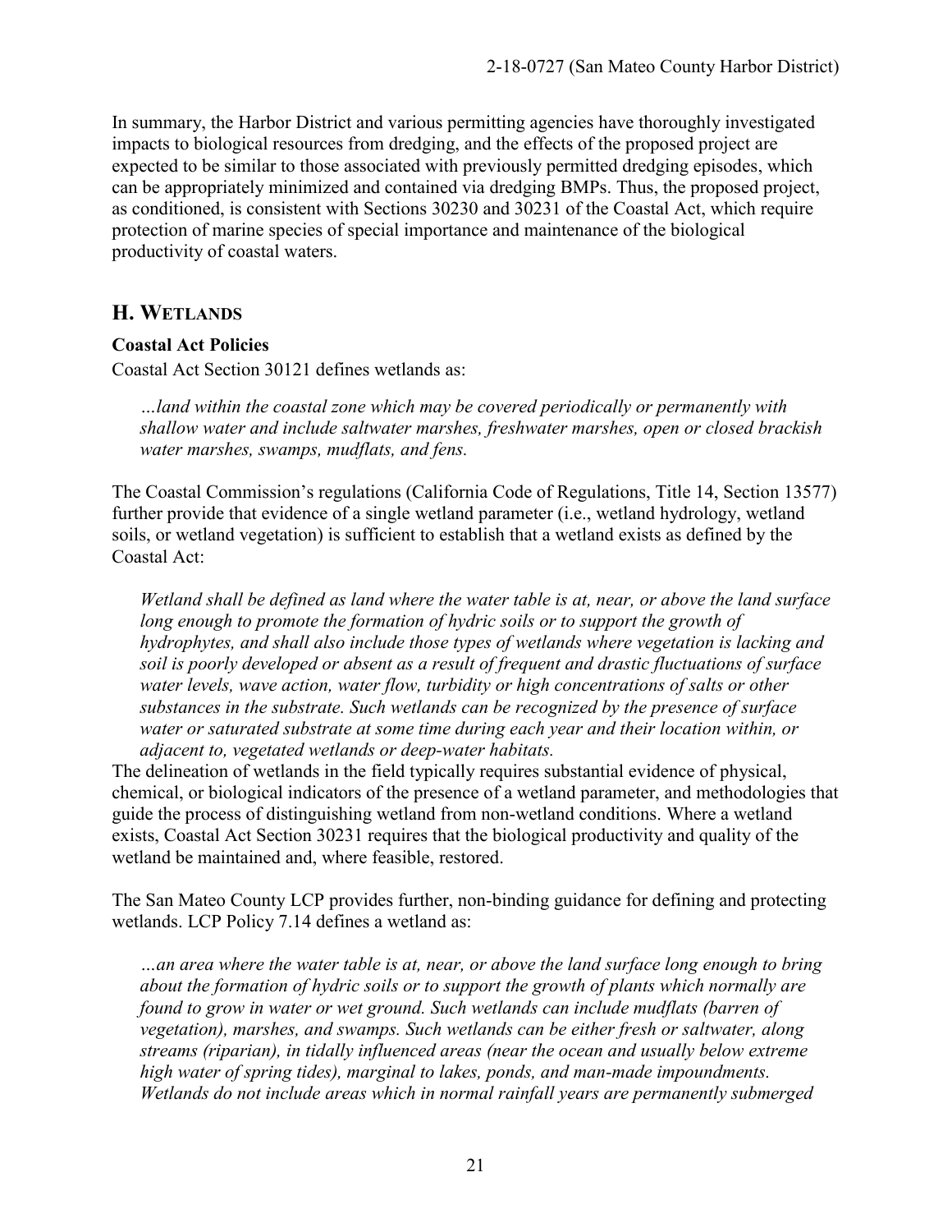In summary, the Harbor District and various permitting agencies have thoroughly investigated impacts to biological resources from dredging, and the effects of the proposed project are expected to be similar to those associated with previously permitted dredging episodes, which can be appropriately minimized and contained via dredging BMPs. Thus, the proposed project, as conditioned, is consistent with Sections 30230 and 30231 of the Coastal Act, which require protection of marine species of special importance and maintenance of the biological productivity of coastal waters.

## H. WETLANDS

**Coastal Act Policies**

Coastal Act Section 30121 defines wetlands as:

> *…land within the coastal zone which may be covered periodically or permanently with shallow water and include saltwater marshes, freshwater marshes, open or closed brackish water marshes, swamps, mudflats, and fens.*

The Coastal Commission's regulations (California Code of Regulations, Title 14, Section 13577) further provide that evidence of a single wetland parameter (i.e., wetland hydrology, wetland soils, or wetland vegetation) is sufficient to establish that a wetland exists as defined by the Coastal Act:

> *Wetland shall be defined as land where the water table is at, near, or above the land surface long enough to promote the formation of hydric soils or to support the growth of hydrophytes, and shall also include those types of wetlands where vegetation is lacking and soil is poorly developed or absent as a result of frequent and drastic fluctuations of surface water levels, wave action, water flow, turbidity or high concentrations of salts or other substances in the substrate. Such wetlands can be recognized by the presence of surface water or saturated substrate at some time during each year and their location within, or adjacent to, vegetated wetlands or deep-water habitats.*

The delineation of wetlands in the field typically requires substantial evidence of physical, chemical, or biological indicators of the presence of a wetland parameter, and methodologies that guide the process of distinguishing wetland from non-wetland conditions. Where a wetland exists, Coastal Act Section 30231 requires that the biological productivity and quality of the wetland be maintained and, where feasible, restored.

The San Mateo County LCP provides further, non-binding guidance for defining and protecting wetlands. LCP Policy 7.14 defines a wetland as:

> *…an area where the water table is at, near, or above the land surface long enough to bring about the formation of hydric soils or to support the growth of plants which normally are found to grow in water or wet ground. Such wetlands can include mudflats (barren of vegetation), marshes, and swamps. Such wetlands can be either fresh or saltwater, along streams (riparian), in tidally influenced areas (near the ocean and usually below extreme high water of spring tides), marginal to lakes, ponds, and man-made impoundments. Wetlands do not include areas which in normal rainfall years are permanently submerged*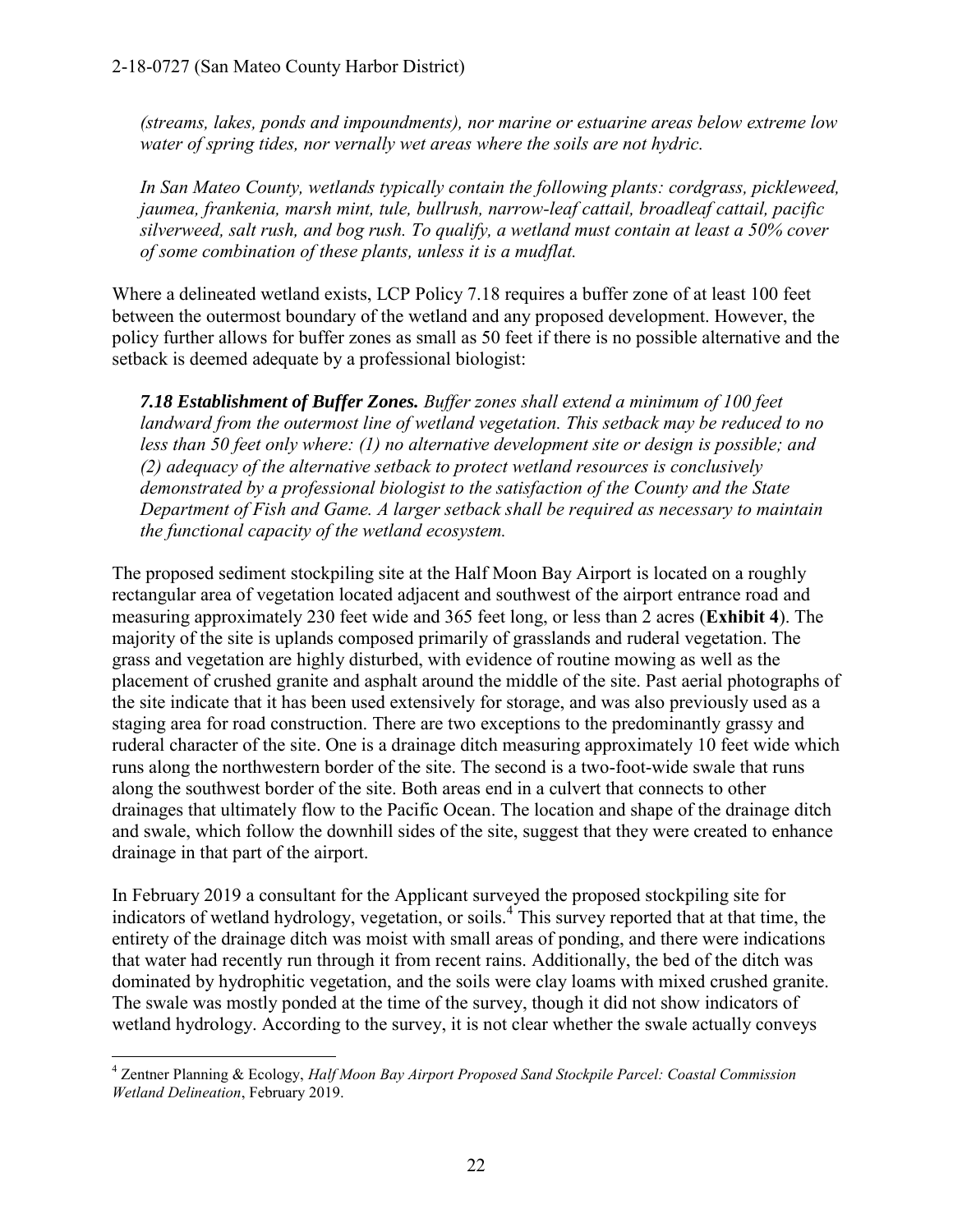*(streams, lakes, ponds and impoundments), nor marine or estuarine areas below extreme low water of spring tides, nor vernally wet areas where the soils are not hydric.*

*In San Mateo County, wetlands typically contain the following plants: cordgrass, pickleweed, jaumea, frankenia, marsh mint, tule, bullrush, narrow-leaf cattail, broadleaf cattail, pacific silverweed, salt rush, and bog rush. To qualify, a wetland must contain at least a 50% cover of some combination of these plants, unless it is a mudflat.*

Where a delineated wetland exists, LCP Policy 7.18 requires a buffer zone of at least 100 feet between the outermost boundary of the wetland and any proposed development. However, the policy further allows for buffer zones as small as 50 feet if there is no possible alternative and the setback is deemed adequate by a professional biologist:

***7.18 Establishment of Buffer Zones.*** *Buffer zones shall extend a minimum of 100 feet landward from the outermost line of wetland vegetation. This setback may be reduced to no less than 50 feet only where: (1) no alternative development site or design is possible; and (2) adequacy of the alternative setback to protect wetland resources is conclusively demonstrated by a professional biologist to the satisfaction of the County and the State Department of Fish and Game. A larger setback shall be required as necessary to maintain the functional capacity of the wetland ecosystem.*

The proposed sediment stockpiling site at the Half Moon Bay Airport is located on a roughly rectangular area of vegetation located adjacent and southwest of the airport entrance road and measuring approximately 230 feet wide and 365 feet long, or less than 2 acres (**Exhibit 4**). The majority of the site is uplands composed primarily of grasslands and ruderal vegetation. The grass and vegetation are highly disturbed, with evidence of routine mowing as well as the placement of crushed granite and asphalt around the middle of the site. Past aerial photographs of the site indicate that it has been used extensively for storage, and was also previously used as a staging area for road construction. There are two exceptions to the predominantly grassy and ruderal character of the site. One is a drainage ditch measuring approximately 10 feet wide which runs along the northwestern border of the site. The second is a two-foot-wide swale that runs along the southwest border of the site. Both areas end in a culvert that connects to other drainages that ultimately flow to the Pacific Ocean. The location and shape of the drainage ditch and swale, which follow the downhill sides of the site, suggest that they were created to enhance drainage in that part of the airport.

In February 2019 a consultant for the Applicant surveyed the proposed stockpiling site for indicators of wetland hydrology, vegetation, or soils.[4] This survey reported that at that time, the entirety of the drainage ditch was moist with small areas of ponding, and there were indications that water had recently run through it from recent rains. Additionally, the bed of the ditch was dominated by hydrophitic vegetation, and the soils were clay loams with mixed crushed granite. The swale was mostly ponded at the time of the survey, though it did not show indicators of wetland hydrology. According to the survey, it is not clear whether the swale actually conveys

[4] Zentner Planning & Ecology, *Half Moon Bay Airport Proposed Sand Stockpile Parcel: Coastal Commission Wetland Delineation*, February 2019.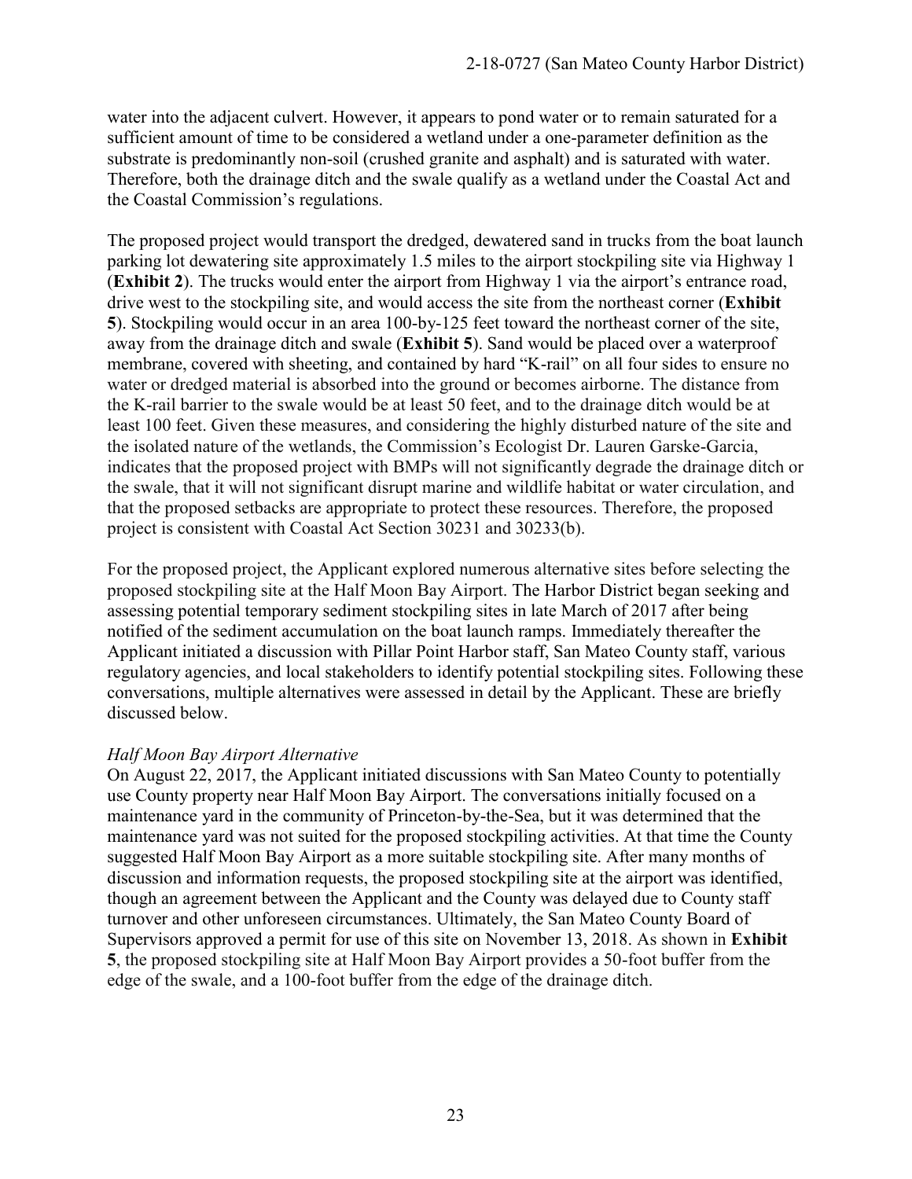water into the adjacent culvert. However, it appears to pond water or to remain saturated for a sufficient amount of time to be considered a wetland under a one-parameter definition as the substrate is predominantly non-soil (crushed granite and asphalt) and is saturated with water. Therefore, both the drainage ditch and the swale qualify as a wetland under the Coastal Act and the Coastal Commission's regulations.

The proposed project would transport the dredged, dewatered sand in trucks from the boat launch parking lot dewatering site approximately 1.5 miles to the airport stockpiling site via Highway 1 (**Exhibit 2**). The trucks would enter the airport from Highway 1 via the airport's entrance road, drive west to the stockpiling site, and would access the site from the northeast corner (**Exhibit 5**). Stockpiling would occur in an area 100-by-125 feet toward the northeast corner of the site, away from the drainage ditch and swale (**Exhibit 5**). Sand would be placed over a waterproof membrane, covered with sheeting, and contained by hard "K-rail" on all four sides to ensure no water or dredged material is absorbed into the ground or becomes airborne. The distance from the K-rail barrier to the swale would be at least 50 feet, and to the drainage ditch would be at least 100 feet. Given these measures, and considering the highly disturbed nature of the site and the isolated nature of the wetlands, the Commission's Ecologist Dr. Lauren Garske-Garcia, indicates that the proposed project with BMPs will not significantly degrade the drainage ditch or the swale, that it will not significant disrupt marine and wildlife habitat or water circulation, and that the proposed setbacks are appropriate to protect these resources. Therefore, the proposed project is consistent with Coastal Act Section 30231 and 30233(b).

For the proposed project, the Applicant explored numerous alternative sites before selecting the proposed stockpiling site at the Half Moon Bay Airport. The Harbor District began seeking and assessing potential temporary sediment stockpiling sites in late March of 2017 after being notified of the sediment accumulation on the boat launch ramps. Immediately thereafter the Applicant initiated a discussion with Pillar Point Harbor staff, San Mateo County staff, various regulatory agencies, and local stakeholders to identify potential stockpiling sites. Following these conversations, multiple alternatives were assessed in detail by the Applicant. These are briefly discussed below.

*Half Moon Bay Airport Alternative*

On August 22, 2017, the Applicant initiated discussions with San Mateo County to potentially use County property near Half Moon Bay Airport. The conversations initially focused on a maintenance yard in the community of Princeton-by-the-Sea, but it was determined that the maintenance yard was not suited for the proposed stockpiling activities. At that time the County suggested Half Moon Bay Airport as a more suitable stockpiling site. After many months of discussion and information requests, the proposed stockpiling site at the airport was identified, though an agreement between the Applicant and the County was delayed due to County staff turnover and other unforeseen circumstances. Ultimately, the San Mateo County Board of Supervisors approved a permit for use of this site on November 13, 2018. As shown in **Exhibit 5**, the proposed stockpiling site at Half Moon Bay Airport provides a 50-foot buffer from the edge of the swale, and a 100-foot buffer from the edge of the drainage ditch.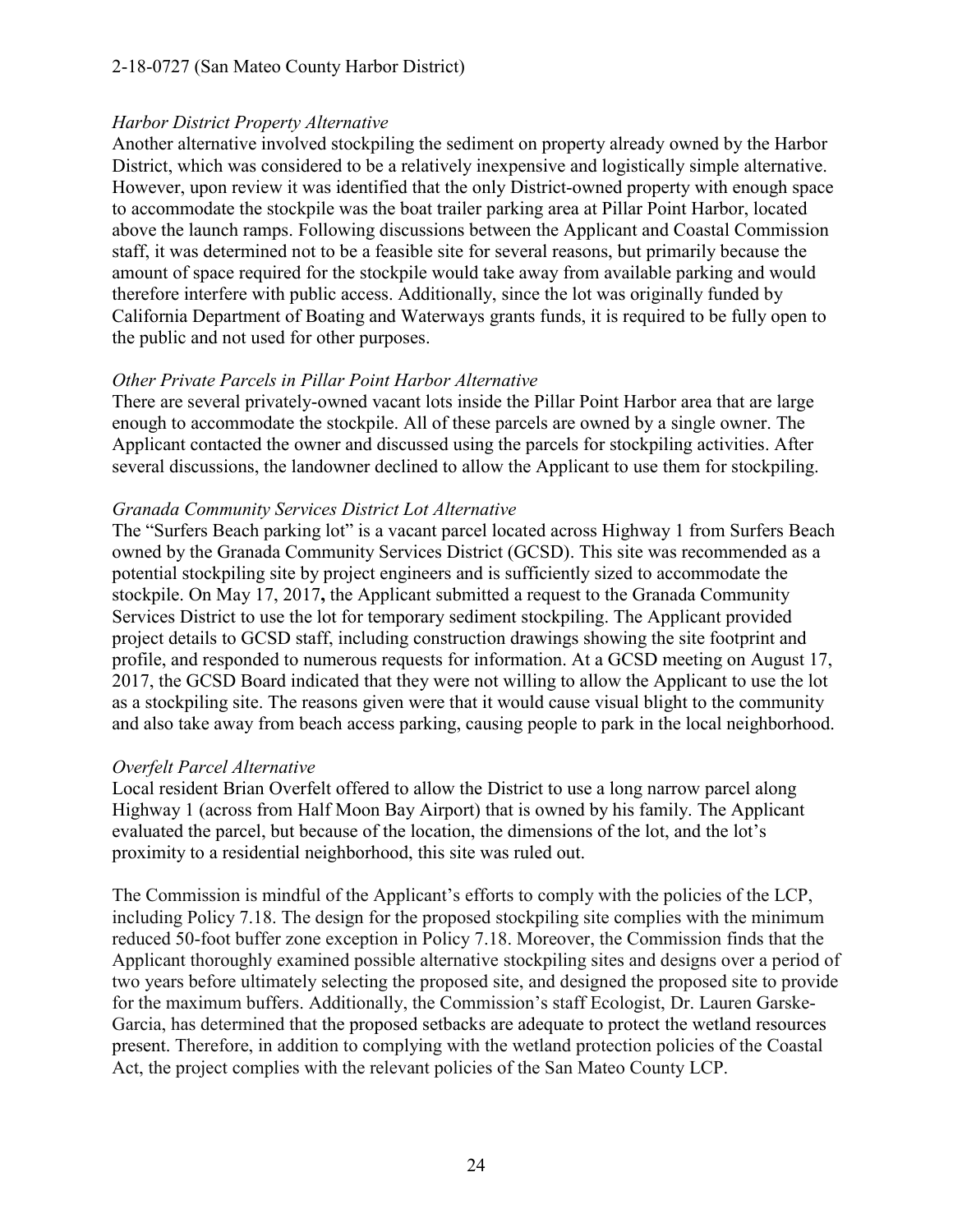*Harbor District Property Alternative*

Another alternative involved stockpiling the sediment on property already owned by the Harbor District, which was considered to be a relatively inexpensive and logistically simple alternative. However, upon review it was identified that the only District-owned property with enough space to accommodate the stockpile was the boat trailer parking area at Pillar Point Harbor, located above the launch ramps. Following discussions between the Applicant and Coastal Commission staff, it was determined not to be a feasible site for several reasons, but primarily because the amount of space required for the stockpile would take away from available parking and would therefore interfere with public access. Additionally, since the lot was originally funded by California Department of Boating and Waterways grants funds, it is required to be fully open to the public and not used for other purposes.

*Other Private Parcels in Pillar Point Harbor Alternative*

There are several privately-owned vacant lots inside the Pillar Point Harbor area that are large enough to accommodate the stockpile. All of these parcels are owned by a single owner. The Applicant contacted the owner and discussed using the parcels for stockpiling activities. After several discussions, the landowner declined to allow the Applicant to use them for stockpiling.

*Granada Community Services District Lot Alternative*

The "Surfers Beach parking lot" is a vacant parcel located across Highway 1 from Surfers Beach owned by the Granada Community Services District (GCSD). This site was recommended as a potential stockpiling site by project engineers and is sufficiently sized to accommodate the stockpile. On May 17, 2017**,** the Applicant submitted a request to the Granada Community Services District to use the lot for temporary sediment stockpiling. The Applicant provided project details to GCSD staff, including construction drawings showing the site footprint and profile, and responded to numerous requests for information. At a GCSD meeting on August 17, 2017, the GCSD Board indicated that they were not willing to allow the Applicant to use the lot as a stockpiling site. The reasons given were that it would cause visual blight to the community and also take away from beach access parking, causing people to park in the local neighborhood.

*Overfelt Parcel Alternative*

Local resident Brian Overfelt offered to allow the District to use a long narrow parcel along Highway 1 (across from Half Moon Bay Airport) that is owned by his family. The Applicant evaluated the parcel, but because of the location, the dimensions of the lot, and the lot's proximity to a residential neighborhood, this site was ruled out.

The Commission is mindful of the Applicant's efforts to comply with the policies of the LCP, including Policy 7.18. The design for the proposed stockpiling site complies with the minimum reduced 50-foot buffer zone exception in Policy 7.18. Moreover, the Commission finds that the Applicant thoroughly examined possible alternative stockpiling sites and designs over a period of two years before ultimately selecting the proposed site, and designed the proposed site to provide for the maximum buffers. Additionally, the Commission's staff Ecologist, Dr. Lauren Garske-Garcia, has determined that the proposed setbacks are adequate to protect the wetland resources present. Therefore, in addition to complying with the wetland protection policies of the Coastal Act, the project complies with the relevant policies of the San Mateo County LCP.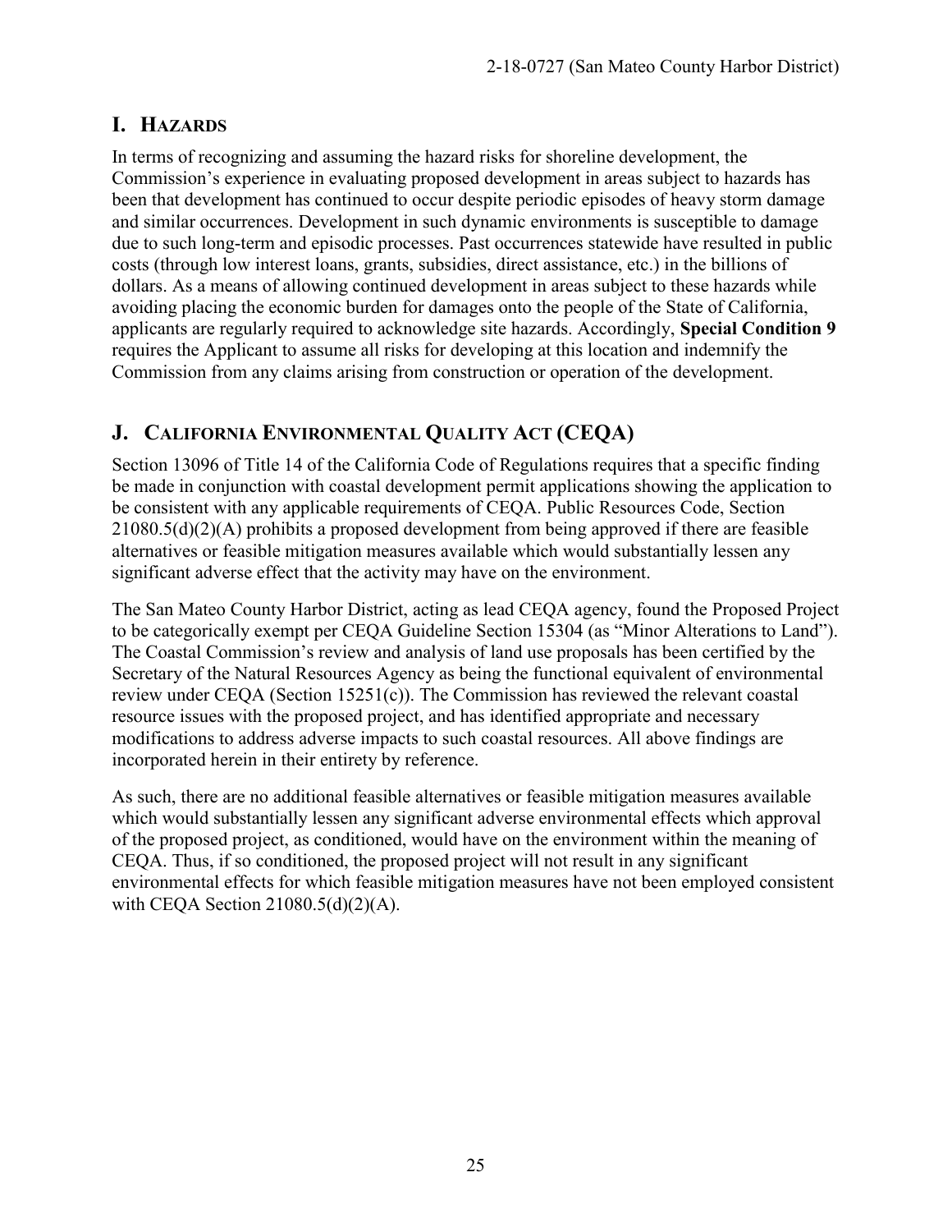## I. HAZARDS

In terms of recognizing and assuming the hazard risks for shoreline development, the Commission's experience in evaluating proposed development in areas subject to hazards has been that development has continued to occur despite periodic episodes of heavy storm damage and similar occurrences. Development in such dynamic environments is susceptible to damage due to such long-term and episodic processes. Past occurrences statewide have resulted in public costs (through low interest loans, grants, subsidies, direct assistance, etc.) in the billions of dollars. As a means of allowing continued development in areas subject to these hazards while avoiding placing the economic burden for damages onto the people of the State of California, applicants are regularly required to acknowledge site hazards. Accordingly, **Special Condition 9** requires the Applicant to assume all risks for developing at this location and indemnify the Commission from any claims arising from construction or operation of the development.

## J. CALIFORNIA ENVIRONMENTAL QUALITY ACT (CEQA)

Section 13096 of Title 14 of the California Code of Regulations requires that a specific finding be made in conjunction with coastal development permit applications showing the application to be consistent with any applicable requirements of CEQA. Public Resources Code, Section 21080.5(d)(2)(A) prohibits a proposed development from being approved if there are feasible alternatives or feasible mitigation measures available which would substantially lessen any significant adverse effect that the activity may have on the environment.

The San Mateo County Harbor District, acting as lead CEQA agency, found the Proposed Project to be categorically exempt per CEQA Guideline Section 15304 (as "Minor Alterations to Land"). The Coastal Commission's review and analysis of land use proposals has been certified by the Secretary of the Natural Resources Agency as being the functional equivalent of environmental review under CEQA (Section 15251(c)). The Commission has reviewed the relevant coastal resource issues with the proposed project, and has identified appropriate and necessary modifications to address adverse impacts to such coastal resources. All above findings are incorporated herein in their entirety by reference.

As such, there are no additional feasible alternatives or feasible mitigation measures available which would substantially lessen any significant adverse environmental effects which approval of the proposed project, as conditioned, would have on the environment within the meaning of CEQA. Thus, if so conditioned, the proposed project will not result in any significant environmental effects for which feasible mitigation measures have not been employed consistent with CEQA Section 21080.5(d)(2)(A).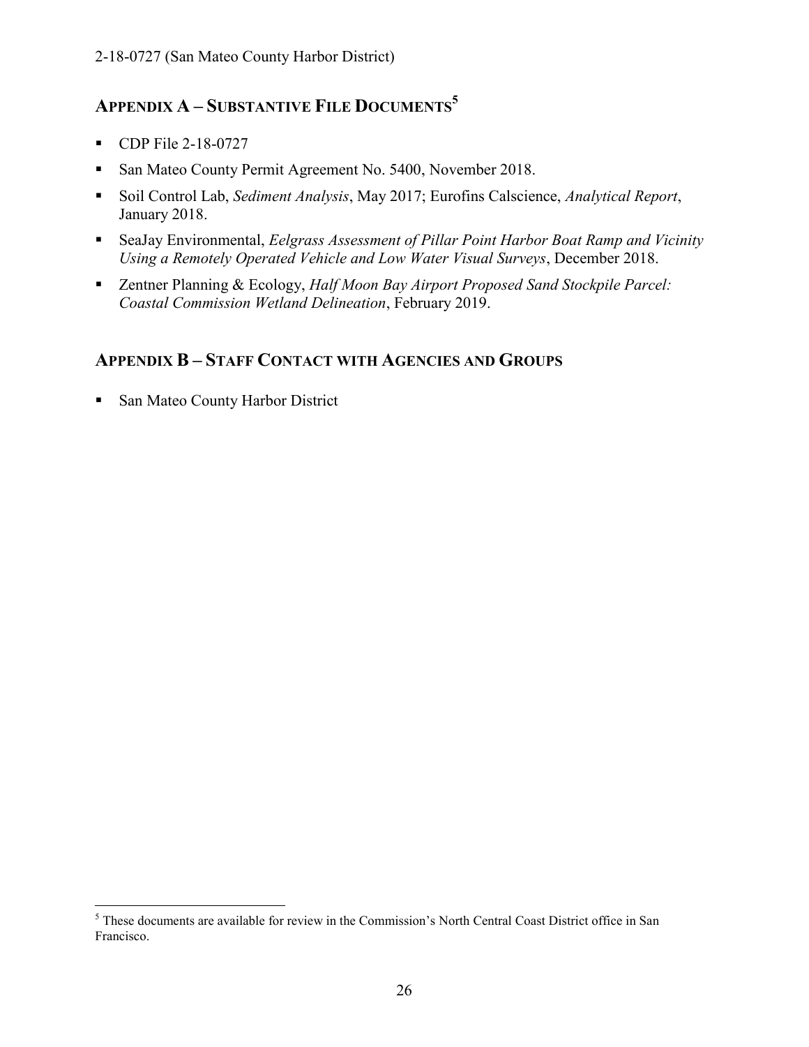## APPENDIX A – SUBSTANTIVE FILE DOCUMENTS[5]

- CDP File 2-18-0727
- San Mateo County Permit Agreement No. 5400, November 2018.
- Soil Control Lab, *Sediment Analysis*, May 2017; Eurofins Calscience, *Analytical Report*, January 2018.
- SeaJay Environmental, *Eelgrass Assessment of Pillar Point Harbor Boat Ramp and Vicinity Using a Remotely Operated Vehicle and Low Water Visual Surveys*, December 2018.
- Zentner Planning & Ecology, *Half Moon Bay Airport Proposed Sand Stockpile Parcel: Coastal Commission Wetland Delineation*, February 2019.

## APPENDIX B – STAFF CONTACT WITH AGENCIES AND GROUPS

- San Mateo County Harbor District

[5] These documents are available for review in the Commission's North Central Coast District office in San Francisco.